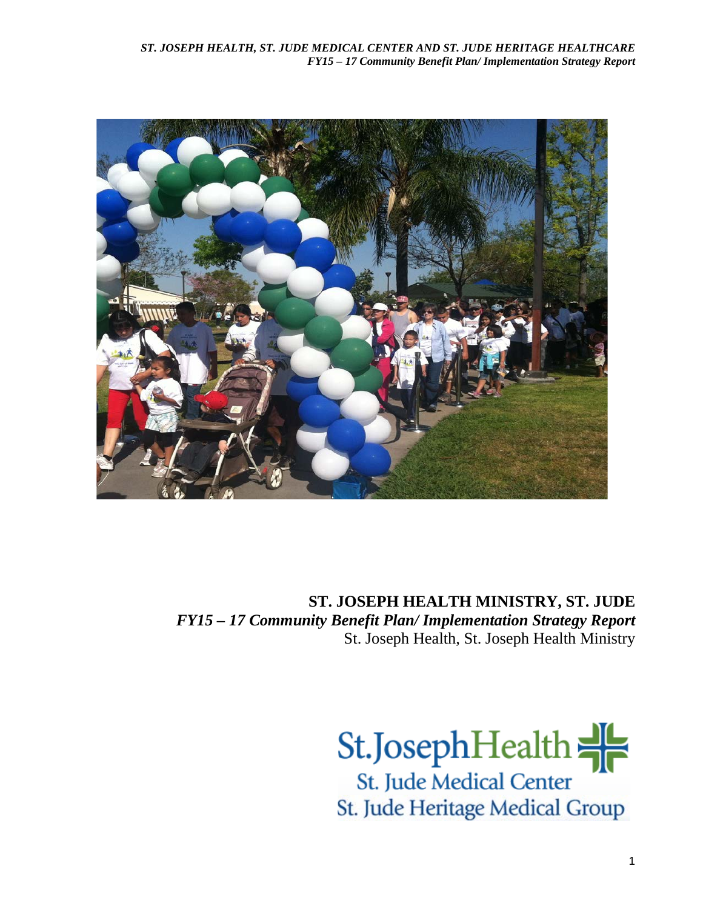# ST. JOSEPH HEALTH MINISTRY, ST. JUDE

***FY15 – 17 Community Benefit Plan/ Implementation Strategy Report***

St. Joseph Health, St. Joseph Health Ministry

St.JosephHealth
St. Jude Medical Center
St. Jude Heritage Medical Group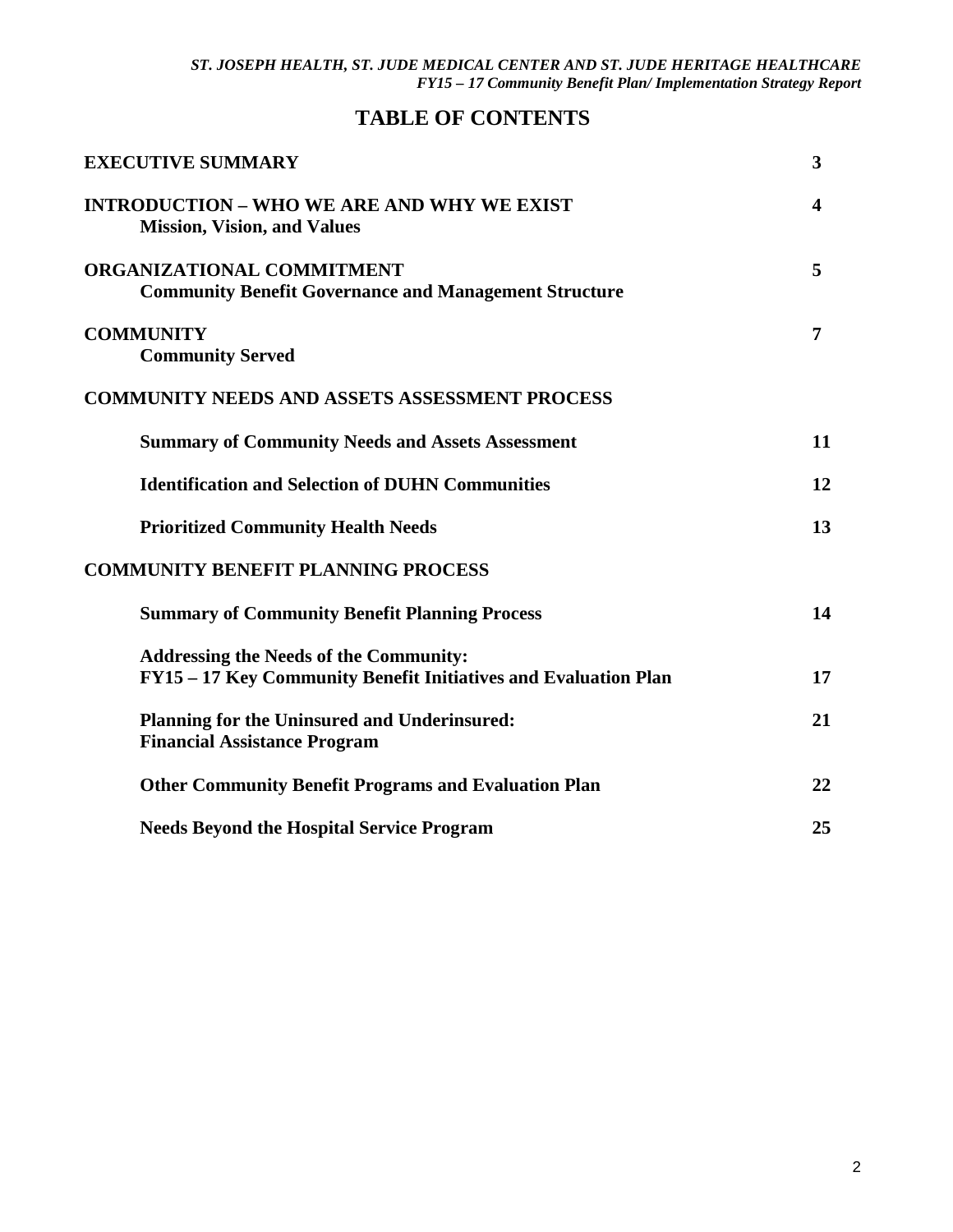# TABLE OF CONTENTS

| | |
|---|---|
| **EXECUTIVE SUMMARY** | **3** |
| **INTRODUCTION – WHO WE ARE AND WHY WE EXIST**<br>**Mission, Vision, and Values** | **4** |
| **ORGANIZATIONAL COMMITMENT**<br>**Community Benefit Governance and Management Structure** | **5** |
| **COMMUNITY**<br>**Community Served** | **7** |
| **COMMUNITY NEEDS AND ASSETS ASSESSMENT PROCESS** | |
| **Summary of Community Needs and Assets Assessment** | **11** |
| **Identification and Selection of DUHN Communities** | **12** |
| **Prioritized Community Health Needs** | **13** |
| **COMMUNITY BENEFIT PLANNING PROCESS** | |
| **Summary of Community Benefit Planning Process** | **14** |
| **Addressing the Needs of the Community:**<br>**FY15 – 17 Key Community Benefit Initiatives and Evaluation Plan** | **17** |
| **Planning for the Uninsured and Underinsured:**<br>**Financial Assistance Program** | **21** |
| **Other Community Benefit Programs and Evaluation Plan** | **22** |
| **Needs Beyond the Hospital Service Program** | **25** |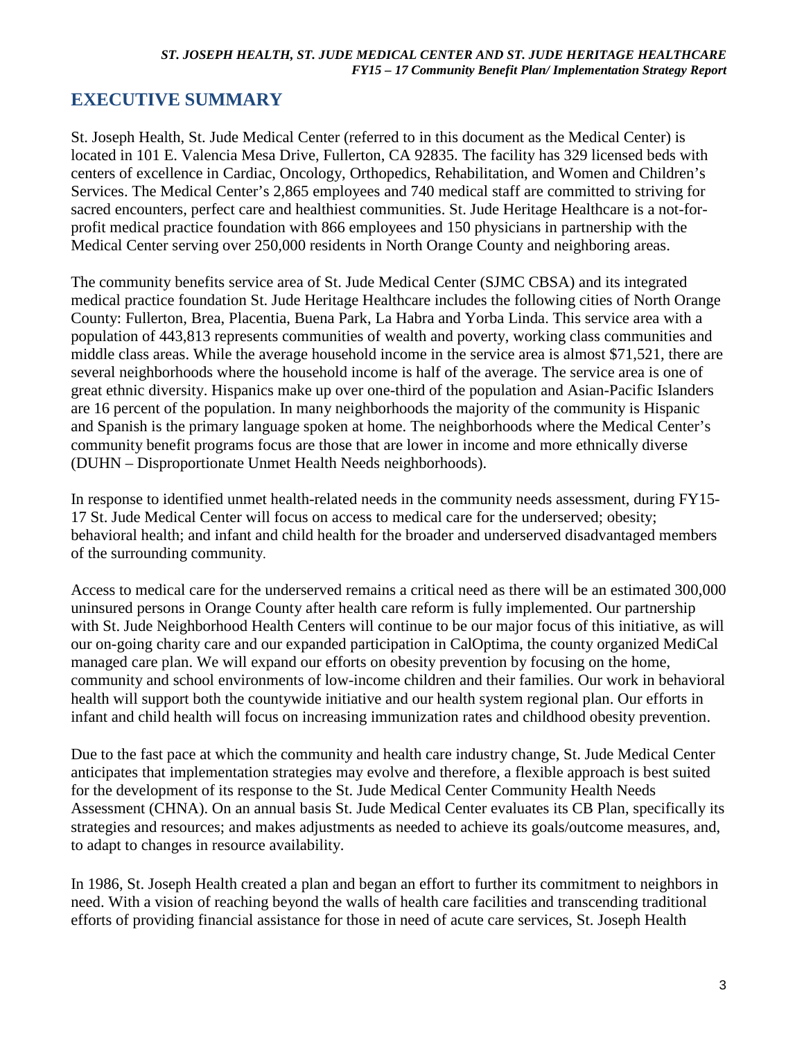## EXECUTIVE SUMMARY

St. Joseph Health, St. Jude Medical Center (referred to in this document as the Medical Center) is located in 101 E. Valencia Mesa Drive, Fullerton, CA 92835. The facility has 329 licensed beds with centers of excellence in Cardiac, Oncology, Orthopedics, Rehabilitation, and Women and Children's Services. The Medical Center's 2,865 employees and 740 medical staff are committed to striving for sacred encounters, perfect care and healthiest communities. St. Jude Heritage Healthcare is a not-for-profit medical practice foundation with 866 employees and 150 physicians in partnership with the Medical Center serving over 250,000 residents in North Orange County and neighboring areas.

The community benefits service area of St. Jude Medical Center (SJMC CBSA) and its integrated medical practice foundation St. Jude Heritage Healthcare includes the following cities of North Orange County: Fullerton, Brea, Placentia, Buena Park, La Habra and Yorba Linda. This service area with a population of 443,813 represents communities of wealth and poverty, working class communities and middle class areas. While the average household income in the service area is almost $71,521, there are several neighborhoods where the household income is half of the average. The service area is one of great ethnic diversity. Hispanics make up over one-third of the population and Asian-Pacific Islanders are 16 percent of the population. In many neighborhoods the majority of the community is Hispanic and Spanish is the primary language spoken at home. The neighborhoods where the Medical Center's community benefit programs focus are those that are lower in income and more ethnically diverse (DUHN – Disproportionate Unmet Health Needs neighborhoods).

In response to identified unmet health-related needs in the community needs assessment, during FY15-17 St. Jude Medical Center will focus on access to medical care for the underserved; obesity; behavioral health; and infant and child health for the broader and underserved disadvantaged members of the surrounding community.

Access to medical care for the underserved remains a critical need as there will be an estimated 300,000 uninsured persons in Orange County after health care reform is fully implemented. Our partnership with St. Jude Neighborhood Health Centers will continue to be our major focus of this initiative, as will our on-going charity care and our expanded participation in CalOptima, the county organized MediCal managed care plan. We will expand our efforts on obesity prevention by focusing on the home, community and school environments of low-income children and their families. Our work in behavioral health will support both the countywide initiative and our health system regional plan. Our efforts in infant and child health will focus on increasing immunization rates and childhood obesity prevention.

Due to the fast pace at which the community and health care industry change, St. Jude Medical Center anticipates that implementation strategies may evolve and therefore, a flexible approach is best suited for the development of its response to the St. Jude Medical Center Community Health Needs Assessment (CHNA). On an annual basis St. Jude Medical Center evaluates its CB Plan, specifically its strategies and resources; and makes adjustments as needed to achieve its goals/outcome measures, and, to adapt to changes in resource availability.

In 1986, St. Joseph Health created a plan and began an effort to further its commitment to neighbors in need. With a vision of reaching beyond the walls of health care facilities and transcending traditional efforts of providing financial assistance for those in need of acute care services, St. Joseph Health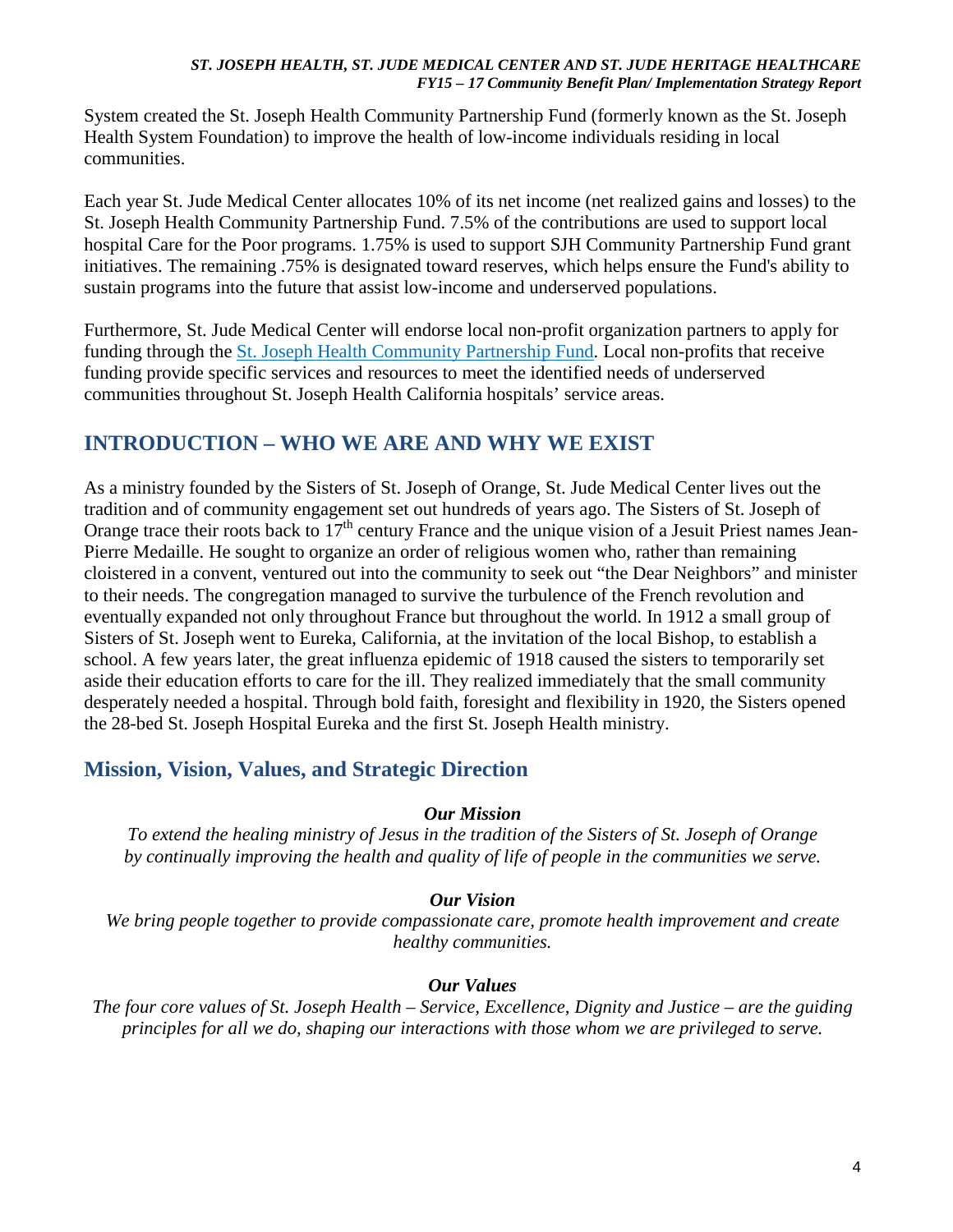System created the St. Joseph Health Community Partnership Fund (formerly known as the St. Joseph Health System Foundation) to improve the health of low-income individuals residing in local communities.

Each year St. Jude Medical Center allocates 10% of its net income (net realized gains and losses) to the St. Joseph Health Community Partnership Fund. 7.5% of the contributions are used to support local hospital Care for the Poor programs. 1.75% is used to support SJH Community Partnership Fund grant initiatives. The remaining .75% is designated toward reserves, which helps ensure the Fund's ability to sustain programs into the future that assist low-income and underserved populations.

Furthermore, St. Jude Medical Center will endorse local non-profit organization partners to apply for funding through the St. Joseph Health Community Partnership Fund. Local non-profits that receive funding provide specific services and resources to meet the identified needs of underserved communities throughout St. Joseph Health California hospitals' service areas.

## INTRODUCTION – WHO WE ARE AND WHY WE EXIST

As a ministry founded by the Sisters of St. Joseph of Orange, St. Jude Medical Center lives out the tradition and of community engagement set out hundreds of years ago. The Sisters of St. Joseph of Orange trace their roots back to 17th century France and the unique vision of a Jesuit Priest names Jean-Pierre Medaille. He sought to organize an order of religious women who, rather than remaining cloistered in a convent, ventured out into the community to seek out "the Dear Neighbors" and minister to their needs. The congregation managed to survive the turbulence of the French revolution and eventually expanded not only throughout France but throughout the world. In 1912 a small group of Sisters of St. Joseph went to Eureka, California, at the invitation of the local Bishop, to establish a school. A few years later, the great influenza epidemic of 1918 caused the sisters to temporarily set aside their education efforts to care for the ill. They realized immediately that the small community desperately needed a hospital. Through bold faith, foresight and flexibility in 1920, the Sisters opened the 28-bed St. Joseph Hospital Eureka and the first St. Joseph Health ministry.

### Mission, Vision, Values, and Strategic Direction

***Our Mission***

*To extend the healing ministry of Jesus in the tradition of the Sisters of St. Joseph of Orange by continually improving the health and quality of life of people in the communities we serve.*

***Our Vision***

*We bring people together to provide compassionate care, promote health improvement and create healthy communities.*

***Our Values***

*The four core values of St. Joseph Health – Service, Excellence, Dignity and Justice – are the guiding principles for all we do, shaping our interactions with those whom we are privileged to serve.*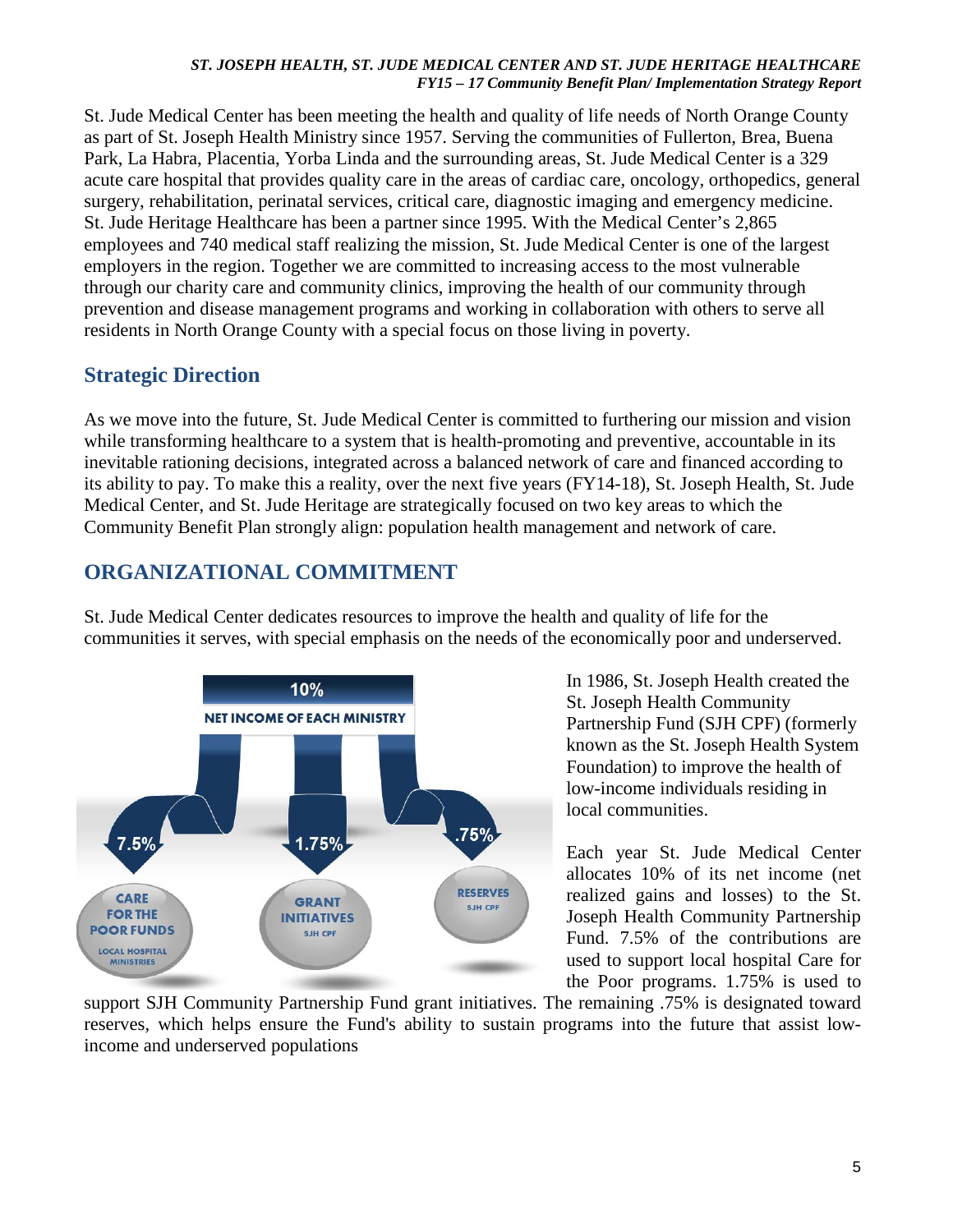St. Jude Medical Center has been meeting the health and quality of life needs of North Orange County as part of St. Joseph Health Ministry since 1957. Serving the communities of Fullerton, Brea, Buena Park, La Habra, Placentia, Yorba Linda and the surrounding areas, St. Jude Medical Center is a 329 acute care hospital that provides quality care in the areas of cardiac care, oncology, orthopedics, general surgery, rehabilitation, perinatal services, critical care, diagnostic imaging and emergency medicine. St. Jude Heritage Healthcare has been a partner since 1995. With the Medical Center's 2,865 employees and 740 medical staff realizing the mission, St. Jude Medical Center is one of the largest employers in the region. Together we are committed to increasing access to the most vulnerable through our charity care and community clinics, improving the health of our community through prevention and disease management programs and working in collaboration with others to serve all residents in North Orange County with a special focus on those living in poverty.

## Strategic Direction

As we move into the future, St. Jude Medical Center is committed to furthering our mission and vision while transforming healthcare to a system that is health-promoting and preventive, accountable in its inevitable rationing decisions, integrated across a balanced network of care and financed according to its ability to pay. To make this a reality, over the next five years (FY14-18), St. Joseph Health, St. Jude Medical Center, and St. Jude Heritage are strategically focused on two key areas to which the Community Benefit Plan strongly align: population health management and network of care.

## ORGANIZATIONAL COMMITMENT

St. Jude Medical Center dedicates resources to improve the health and quality of life for the communities it serves, with special emphasis on the needs of the economically poor and underserved.

10% NET INCOME OF EACH MINISTRY

7.5% CARE FOR THE POOR FUNDS LOCAL HOSPITAL MINISTRIES

1.75% GRANT INITIATIVES SJH CPF

.75% RESERVES SJH CPF

In 1986, St. Joseph Health created the St. Joseph Health Community Partnership Fund (SJH CPF) (formerly known as the St. Joseph Health System Foundation) to improve the health of low-income individuals residing in local communities.

Each year St. Jude Medical Center allocates 10% of its net income (net realized gains and losses) to the St. Joseph Health Community Partnership Fund. 7.5% of the contributions are used to support local hospital Care for the Poor programs. 1.75% is used to support SJH Community Partnership Fund grant initiatives. The remaining .75% is designated toward reserves, which helps ensure the Fund's ability to sustain programs into the future that assist low-income and underserved populations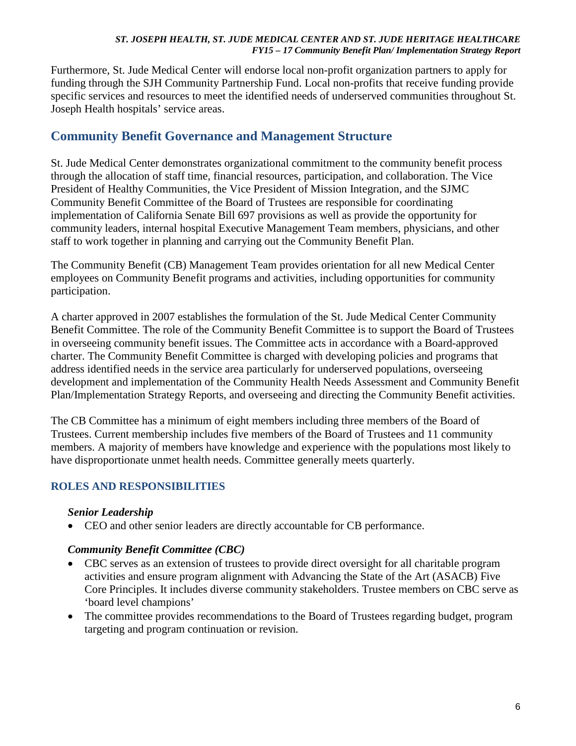Furthermore, St. Jude Medical Center will endorse local non-profit organization partners to apply for funding through the SJH Community Partnership Fund. Local non-profits that receive funding provide specific services and resources to meet the identified needs of underserved communities throughout St. Joseph Health hospitals' service areas.

## Community Benefit Governance and Management Structure

St. Jude Medical Center demonstrates organizational commitment to the community benefit process through the allocation of staff time, financial resources, participation, and collaboration. The Vice President of Healthy Communities, the Vice President of Mission Integration, and the SJMC Community Benefit Committee of the Board of Trustees are responsible for coordinating implementation of California Senate Bill 697 provisions as well as provide the opportunity for community leaders, internal hospital Executive Management Team members, physicians, and other staff to work together in planning and carrying out the Community Benefit Plan.

The Community Benefit (CB) Management Team provides orientation for all new Medical Center employees on Community Benefit programs and activities, including opportunities for community participation.

A charter approved in 2007 establishes the formulation of the St. Jude Medical Center Community Benefit Committee. The role of the Community Benefit Committee is to support the Board of Trustees in overseeing community benefit issues. The Committee acts in accordance with a Board-approved charter. The Community Benefit Committee is charged with developing policies and programs that address identified needs in the service area particularly for underserved populations, overseeing development and implementation of the Community Health Needs Assessment and Community Benefit Plan/Implementation Strategy Reports, and overseeing and directing the Community Benefit activities.

The CB Committee has a minimum of eight members including three members of the Board of Trustees. Current membership includes five members of the Board of Trustees and 11 community members. A majority of members have knowledge and experience with the populations most likely to have disproportionate unmet health needs. Committee generally meets quarterly.

### ROLES AND RESPONSIBILITIES

#### *Senior Leadership*

- CEO and other senior leaders are directly accountable for CB performance.

#### *Community Benefit Committee (CBC)*

- CBC serves as an extension of trustees to provide direct oversight for all charitable program activities and ensure program alignment with Advancing the State of the Art (ASACB) Five Core Principles. It includes diverse community stakeholders. Trustee members on CBC serve as 'board level champions'
- The committee provides recommendations to the Board of Trustees regarding budget, program targeting and program continuation or revision.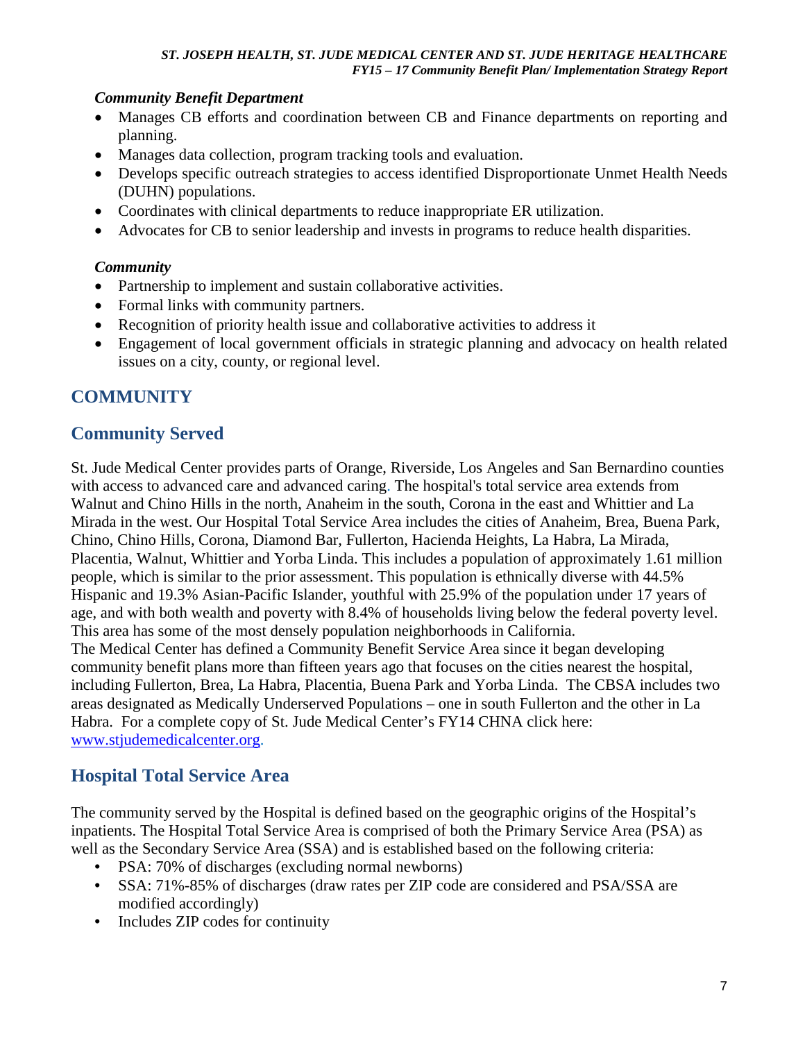*Community Benefit Department*

- Manages CB efforts and coordination between CB and Finance departments on reporting and planning.
- Manages data collection, program tracking tools and evaluation.
- Develops specific outreach strategies to access identified Disproportionate Unmet Health Needs (DUHN) populations.
- Coordinates with clinical departments to reduce inappropriate ER utilization.
- Advocates for CB to senior leadership and invests in programs to reduce health disparities.

*Community*

- Partnership to implement and sustain collaborative activities.
- Formal links with community partners.
- Recognition of priority health issue and collaborative activities to address it
- Engagement of local government officials in strategic planning and advocacy on health related issues on a city, county, or regional level.

## COMMUNITY

## Community Served

St. Jude Medical Center provides parts of Orange, Riverside, Los Angeles and San Bernardino counties with access to advanced care and advanced caring. The hospital's total service area extends from Walnut and Chino Hills in the north, Anaheim in the south, Corona in the east and Whittier and La Mirada in the west. Our Hospital Total Service Area includes the cities of Anaheim, Brea, Buena Park, Chino, Chino Hills, Corona, Diamond Bar, Fullerton, Hacienda Heights, La Habra, La Mirada, Placentia, Walnut, Whittier and Yorba Linda. This includes a population of approximately 1.61 million people, which is similar to the prior assessment. This population is ethnically diverse with 44.5% Hispanic and 19.3% Asian-Pacific Islander, youthful with 25.9% of the population under 17 years of age, and with both wealth and poverty with 8.4% of households living below the federal poverty level. This area has some of the most densely population neighborhoods in California.
The Medical Center has defined a Community Benefit Service Area since it began developing community benefit plans more than fifteen years ago that focuses on the cities nearest the hospital, including Fullerton, Brea, La Habra, Placentia, Buena Park and Yorba Linda. The CBSA includes two areas designated as Medically Underserved Populations – one in south Fullerton and the other in La Habra. For a complete copy of St. Jude Medical Center's FY14 CHNA click here: [www.stjudemedicalcenter.org](http://www.stjudemedicalcenter.org).

## Hospital Total Service Area

The community served by the Hospital is defined based on the geographic origins of the Hospital's inpatients. The Hospital Total Service Area is comprised of both the Primary Service Area (PSA) as well as the Secondary Service Area (SSA) and is established based on the following criteria:

- PSA: 70% of discharges (excluding normal newborns)
- SSA: 71%-85% of discharges (draw rates per ZIP code are considered and PSA/SSA are modified accordingly)
- Includes ZIP codes for continuity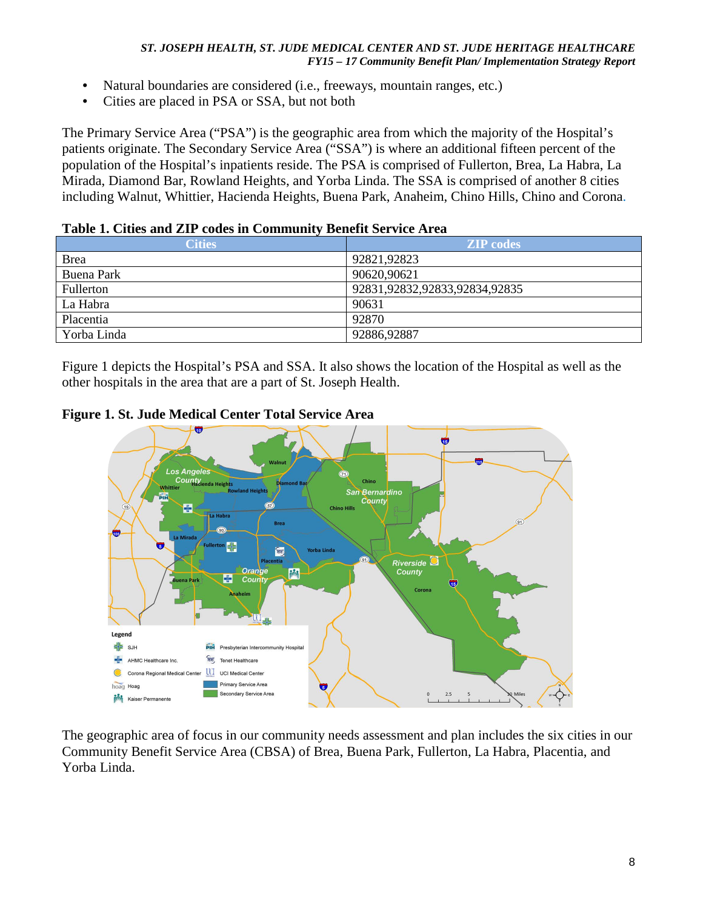- Natural boundaries are considered (i.e., freeways, mountain ranges, etc.)
- Cities are placed in PSA or SSA, but not both

The Primary Service Area ("PSA") is the geographic area from which the majority of the Hospital's patients originate. The Secondary Service Area ("SSA") is where an additional fifteen percent of the population of the Hospital's inpatients reside. The PSA is comprised of Fullerton, Brea, La Habra, La Mirada, Diamond Bar, Rowland Heights, and Yorba Linda. The SSA is comprised of another 8 cities including Walnut, Whittier, Hacienda Heights, Buena Park, Anaheim, Chino Hills, Chino and Corona.

**Table 1. Cities and ZIP codes in Community Benefit Service Area**

| Cities | ZIP codes |
|---|---|
| Brea | 92821,92823 |
| Buena Park | 90620,90621 |
| Fullerton | 92831,92832,92833,92834,92835 |
| La Habra | 90631 |
| Placentia | 92870 |
| Yorba Linda | 92886,92887 |

Figure 1 depicts the Hospital's PSA and SSA. It also shows the location of the Hospital as well as the other hospitals in the area that are a part of St. Joseph Health.

**Figure 1. St. Jude Medical Center Total Service Area**

The geographic area of focus in our community needs assessment and plan includes the six cities in our Community Benefit Service Area (CBSA) of Brea, Buena Park, Fullerton, La Habra, Placentia, and Yorba Linda.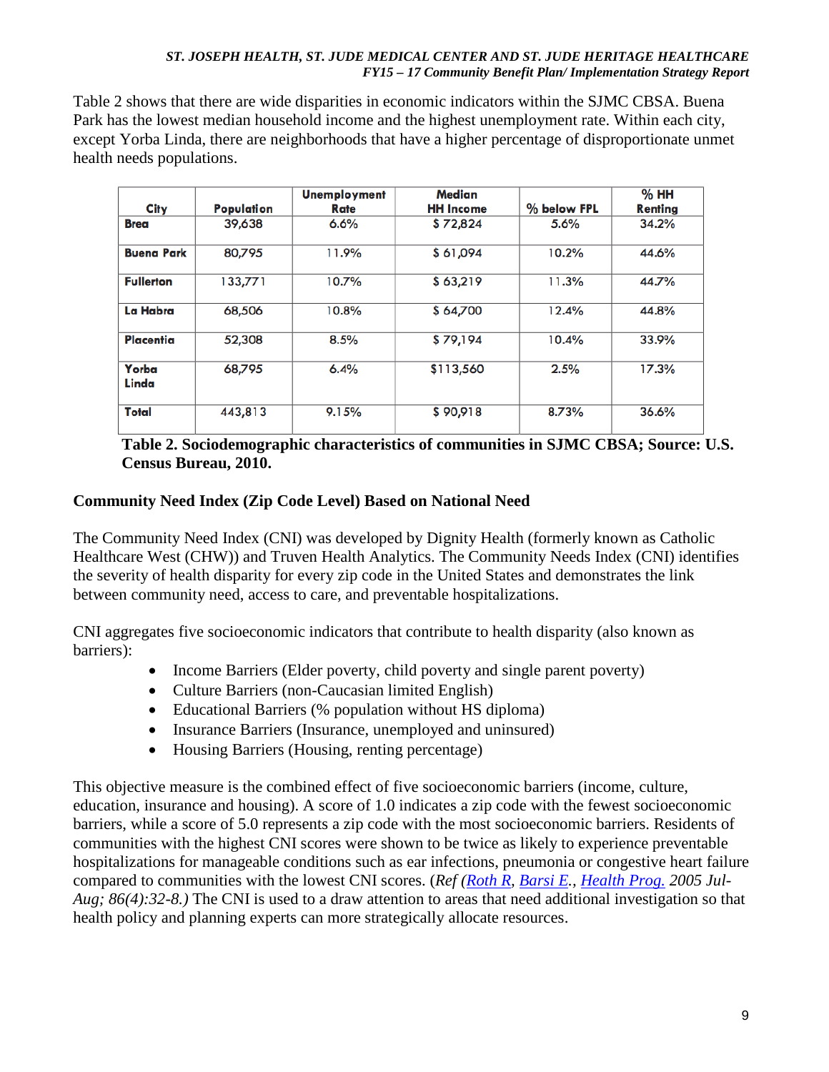Table 2 shows that there are wide disparities in economic indicators within the SJMC CBSA. Buena Park has the lowest median household income and the highest unemployment rate. Within each city, except Yorba Linda, there are neighborhoods that have a higher percentage of disproportionate unmet health needs populations.

| City | Population | Unemployment Rate | Median HH Income | % below FPL | % HH Renting |
|---|---|---|---|---|---|
| **Brea** | 39,638 | 6.6% | $ 72,824 | 5.6% | 34.2% |
| **Buena Park** | 80,795 | 11.9% | $ 61,094 | 10.2% | 44.6% |
| **Fullerton** | 133,771 | 10.7% | $ 63,219 | 11.3% | 44.7% |
| **La Habra** | 68,506 | 10.8% | $ 64,700 | 12.4% | 44.8% |
| **Placentia** | 52,308 | 8.5% | $ 79,194 | 10.4% | 33.9% |
| **Yorba Linda** | 68,795 | 6.4% | $113,560 | 2.5% | 17.3% |
| **Total** | 443,813 | 9.15% | $ 90,918 | 8.73% | 36.6% |

**Table 2. Sociodemographic characteristics of communities in SJMC CBSA; Source: U.S. Census Bureau, 2010.**

### Community Need Index (Zip Code Level) Based on National Need

The Community Need Index (CNI) was developed by Dignity Health (formerly known as Catholic Healthcare West (CHW)) and Truven Health Analytics. The Community Needs Index (CNI) identifies the severity of health disparity for every zip code in the United States and demonstrates the link between community need, access to care, and preventable hospitalizations.

CNI aggregates five socioeconomic indicators that contribute to health disparity (also known as barriers):

- Income Barriers (Elder poverty, child poverty and single parent poverty)
- Culture Barriers (non-Caucasian limited English)
- Educational Barriers (% population without HS diploma)
- Insurance Barriers (Insurance, unemployed and uninsured)
- Housing Barriers (Housing, renting percentage)

This objective measure is the combined effect of five socioeconomic barriers (income, culture, education, insurance and housing). A score of 1.0 indicates a zip code with the fewest socioeconomic barriers, while a score of 5.0 represents a zip code with the most socioeconomic barriers. Residents of communities with the highest CNI scores were shown to be twice as likely to experience preventable hospitalizations for manageable conditions such as ear infections, pneumonia or congestive heart failure compared to communities with the lowest CNI scores. *(Ref (Roth R, Barsi E., Health Prog. 2005 Jul-Aug; 86(4):32-8.)* The CNI is used to a draw attention to areas that need additional investigation so that health policy and planning experts can more strategically allocate resources.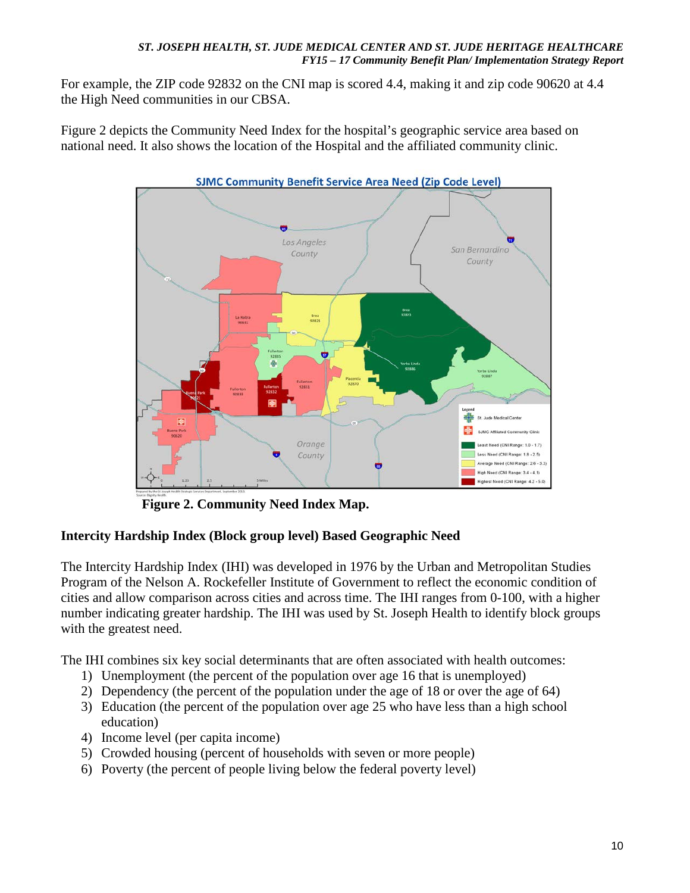For example, the ZIP code 92832 on the CNI map is scored 4.4, making it and zip code 90620 at 4.4 the High Need communities in our CBSA.

Figure 2 depicts the Community Need Index for the hospital's geographic service area based on national need. It also shows the location of the Hospital and the affiliated community clinic.

**Figure 2. Community Need Index Map.**

## Intercity Hardship Index (Block group level) Based Geographic Need

The Intercity Hardship Index (IHI) was developed in 1976 by the Urban and Metropolitan Studies Program of the Nelson A. Rockefeller Institute of Government to reflect the economic condition of cities and allow comparison across cities and across time. The IHI ranges from 0-100, with a higher number indicating greater hardship. The IHI was used by St. Joseph Health to identify block groups with the greatest need.

The IHI combines six key social determinants that are often associated with health outcomes:

1) Unemployment (the percent of the population over age 16 that is unemployed)
2) Dependency (the percent of the population under the age of 18 or over the age of 64)
3) Education (the percent of the population over age 25 who have less than a high school education)
4) Income level (per capita income)
5) Crowded housing (percent of households with seven or more people)
6) Poverty (the percent of people living below the federal poverty level)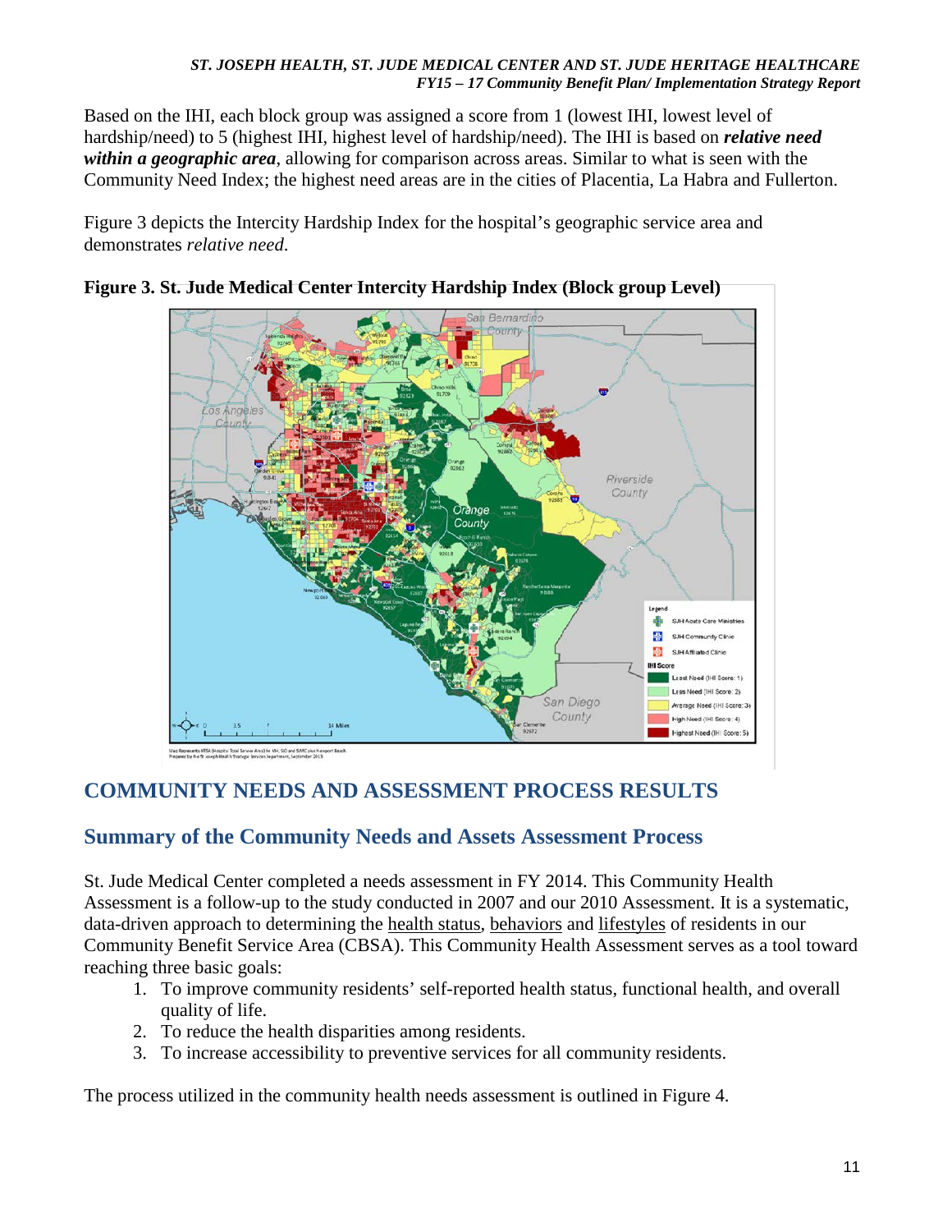Based on the IHI, each block group was assigned a score from 1 (lowest IHI, lowest level of hardship/need) to 5 (highest IHI, highest level of hardship/need). The IHI is based on ***relative need within a geographic area***, allowing for comparison across areas. Similar to what is seen with the Community Need Index; the highest need areas are in the cities of Placentia, La Habra and Fullerton.

Figure 3 depicts the Intercity Hardship Index for the hospital's geographic service area and demonstrates *relative need*.

**Figure 3. St. Jude Medical Center Intercity Hardship Index (Block group Level)**

## COMMUNITY NEEDS AND ASSESSMENT PROCESS RESULTS

### Summary of the Community Needs and Assets Assessment Process

St. Jude Medical Center completed a needs assessment in FY 2014. This Community Health Assessment is a follow-up to the study conducted in 2007 and our 2010 Assessment. It is a systematic, data-driven approach to determining the health status, behaviors and lifestyles of residents in our Community Benefit Service Area (CBSA). This Community Health Assessment serves as a tool toward reaching three basic goals:

1. To improve community residents' self-reported health status, functional health, and overall quality of life.
2. To reduce the health disparities among residents.
3. To increase accessibility to preventive services for all community residents.

The process utilized in the community health needs assessment is outlined in Figure 4.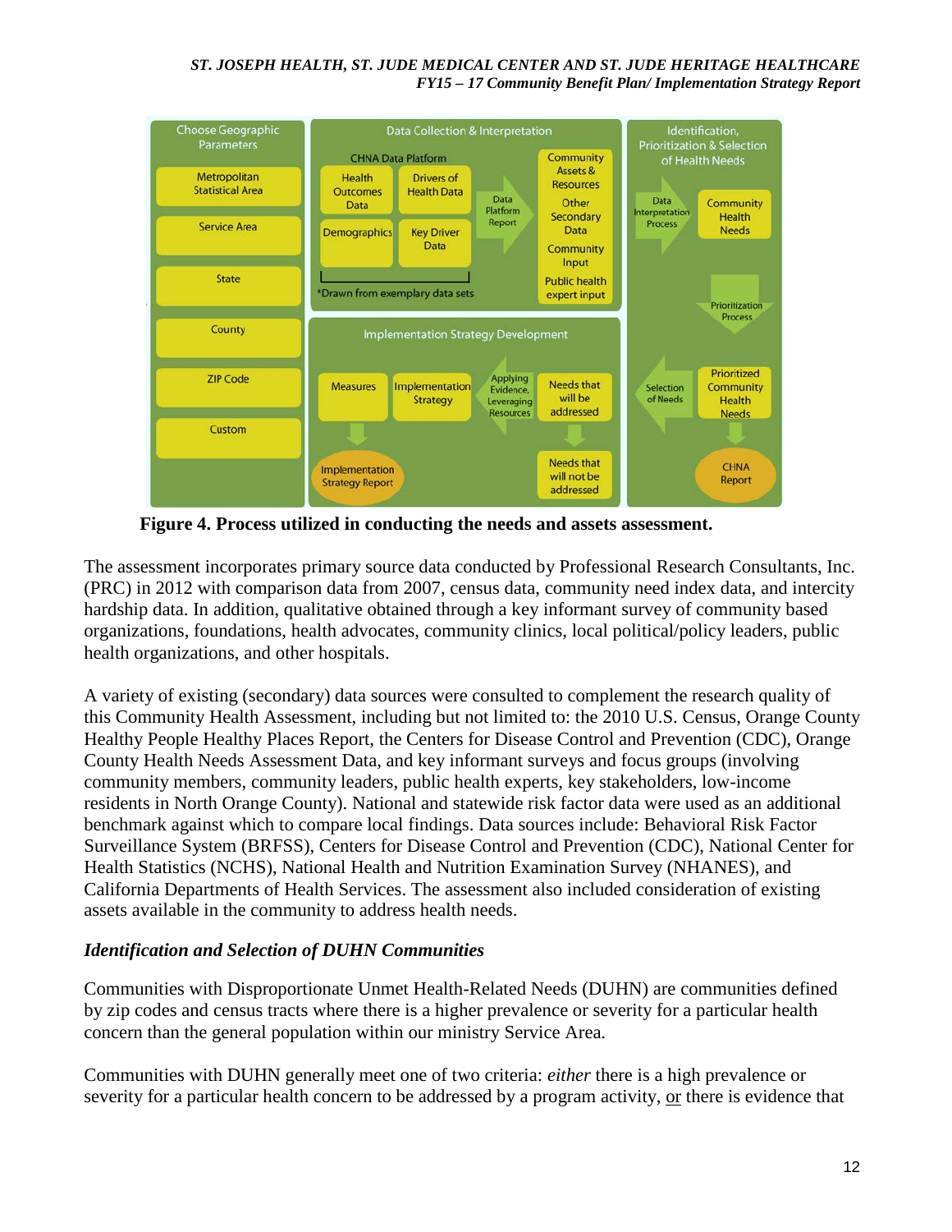**Figure 4. Process utilized in conducting the needs and assets assessment.**

The assessment incorporates primary source data conducted by Professional Research Consultants, Inc. (PRC) in 2012 with comparison data from 2007, census data, community need index data, and intercity hardship data. In addition, qualitative obtained through a key informant survey of community based organizations, foundations, health advocates, community clinics, local political/policy leaders, public health organizations, and other hospitals.

A variety of existing (secondary) data sources were consulted to complement the research quality of this Community Health Assessment, including but not limited to: the 2010 U.S. Census, Orange County Healthy People Healthy Places Report, the Centers for Disease Control and Prevention (CDC), Orange County Health Needs Assessment Data, and key informant surveys and focus groups (involving community members, community leaders, public health experts, key stakeholders, low-income residents in North Orange County). National and statewide risk factor data were used as an additional benchmark against which to compare local findings. Data sources include: Behavioral Risk Factor Surveillance System (BRFSS), Centers for Disease Control and Prevention (CDC), National Center for Health Statistics (NCHS), National Health and Nutrition Examination Survey (NHANES), and California Departments of Health Services. The assessment also included consideration of existing assets available in the community to address health needs.

### *Identification and Selection of DUHN Communities*

Communities with Disproportionate Unmet Health-Related Needs (DUHN) are communities defined by zip codes and census tracts where there is a higher prevalence or severity for a particular health concern than the general population within our ministry Service Area.

Communities with DUHN generally meet one of two criteria: *either* there is a high prevalence or severity for a particular health concern to be addressed by a program activity, or there is evidence that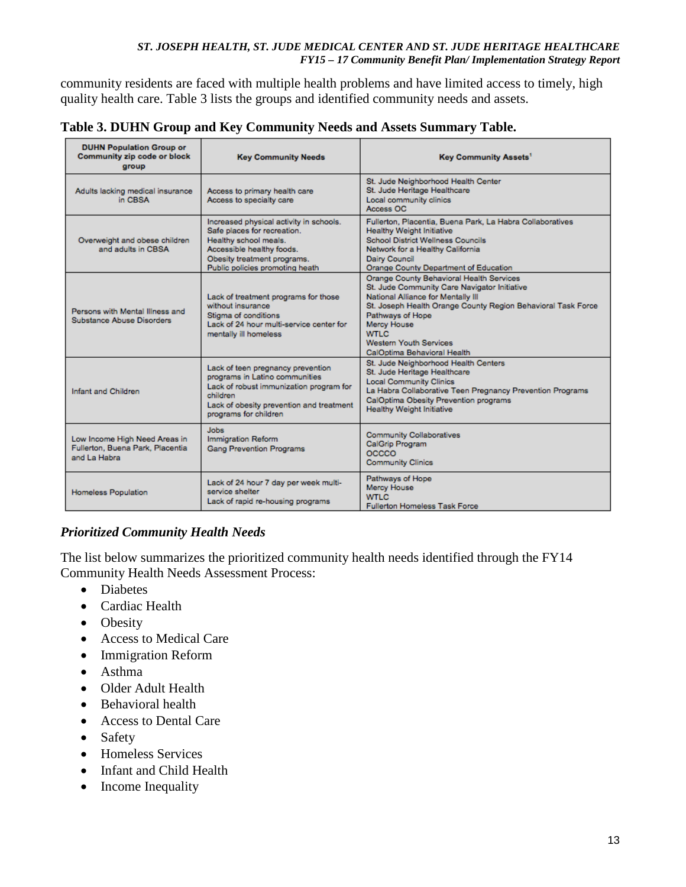community residents are faced with multiple health problems and have limited access to timely, high quality health care. Table 3 lists the groups and identified community needs and assets.

**Table 3. DUHN Group and Key Community Needs and Assets Summary Table.**

| DUHN Population Group or Community zip code or block group | Key Community Needs | Key Community Assets[1] |
|---|---|---|
| Adults lacking medical insurance in CBSA | Access to primary health care<br>Access to specialty care | St. Jude Neighborhood Health Center<br>St. Jude Heritage Healthcare<br>Local community clinics<br>Access OC |
| Overweight and obese children and adults in CBSA | Increased physical activity in schools.<br>Safe places for recreation.<br>Healthy school meals.<br>Accessible healthy foods.<br>Obesity treatment programs.<br>Public policies promoting heath | Fullerton, Placentia, Buena Park, La Habra Collaboratives<br>Healthy Weight Initiative<br>School District Wellness Councils<br>Network for a Healthy California<br>Dairy Council<br>Orange County Department of Education |
| Persons with Mental Illness and Substance Abuse Disorders | Lack of treatment programs for those without insurance<br>Stigma of conditions<br>Lack of 24 hour multi-service center for mentally ill homeless | Orange County Behavioral Health Services<br>St. Jude Community Care Navigator Initiative<br>National Alliance for Mentally Ill<br>St. Joseph Health Orange County Region Behavioral Task Force<br>Pathways of Hope<br>Mercy House<br>WTLC<br>Western Youth Services<br>CalOptima Behavioral Health |
| Infant and Children | Lack of teen pregnancy prevention programs in Latino communities<br>Lack of robust immunization program for children<br>Lack of obesity prevention and treatment programs for children | St. Jude Neighborhood Health Centers<br>St. Jude Heritage Healthcare<br>Local Community Clinics<br>La Habra Collaborative Teen Pregnancy Prevention Programs<br>CalOptima Obesity Prevention programs<br>Healthy Weight Initiative |
| Low Income High Need Areas in Fullerton, Buena Park, Placentia and La Habra | Jobs<br>Immigration Reform<br>Gang Prevention Programs | Community Collaboratives<br>CalGrip Program<br>OCCCO<br>Community Clinics |
| Homeless Population | Lack of 24 hour 7 day per week multi-service shelter<br>Lack of rapid re-housing programs | Pathways of Hope<br>Mercy House<br>WTLC<br>Fullerton Homeless Task Force |

### *Prioritized Community Health Needs*

The list below summarizes the prioritized community health needs identified through the FY14 Community Health Needs Assessment Process:

- Diabetes
- Cardiac Health
- Obesity
- Access to Medical Care
- Immigration Reform
- Asthma
- Older Adult Health
- Behavioral health
- Access to Dental Care
- Safety
- Homeless Services
- Infant and Child Health
- Income Inequality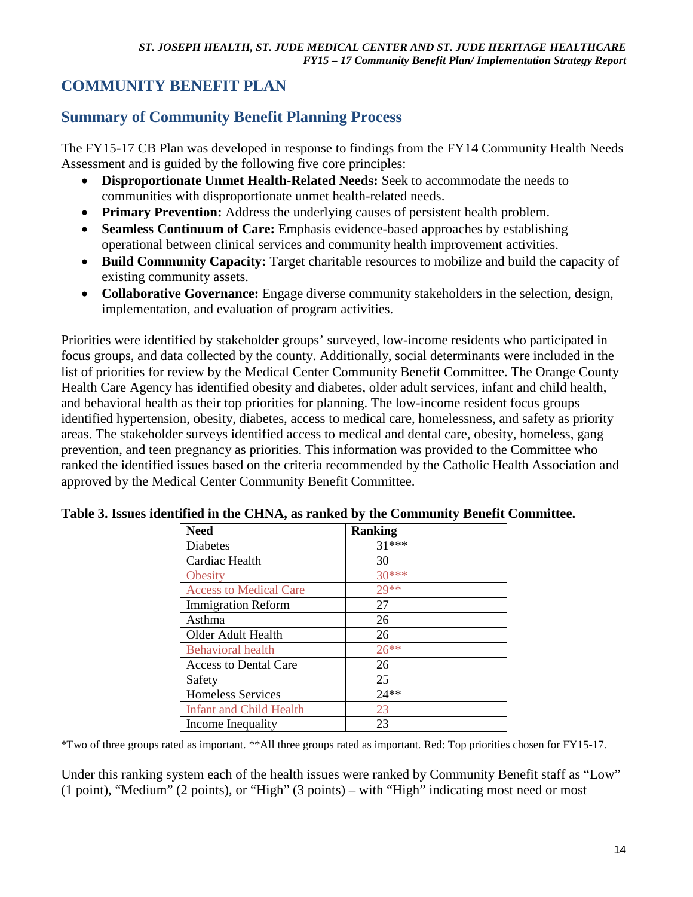## COMMUNITY BENEFIT PLAN

### Summary of Community Benefit Planning Process

The FY15-17 CB Plan was developed in response to findings from the FY14 Community Health Needs Assessment and is guided by the following five core principles:

- **Disproportionate Unmet Health-Related Needs:** Seek to accommodate the needs to communities with disproportionate unmet health-related needs.
- **Primary Prevention:** Address the underlying causes of persistent health problem.
- **Seamless Continuum of Care:** Emphasis evidence-based approaches by establishing operational between clinical services and community health improvement activities.
- **Build Community Capacity:** Target charitable resources to mobilize and build the capacity of existing community assets.
- **Collaborative Governance:** Engage diverse community stakeholders in the selection, design, implementation, and evaluation of program activities.

Priorities were identified by stakeholder groups' surveyed, low-income residents who participated in focus groups, and data collected by the county. Additionally, social determinants were included in the list of priorities for review by the Medical Center Community Benefit Committee. The Orange County Health Care Agency has identified obesity and diabetes, older adult services, infant and child health, and behavioral health as their top priorities for planning. The low-income resident focus groups identified hypertension, obesity, diabetes, access to medical care, homelessness, and safety as priority areas. The stakeholder surveys identified access to medical and dental care, obesity, homeless, gang prevention, and teen pregnancy as priorities. This information was provided to the Committee who ranked the identified issues based on the criteria recommended by the Catholic Health Association and approved by the Medical Center Community Benefit Committee.

**Table 3. Issues identified in the CHNA, as ranked by the Community Benefit Committee.**

| Need | Ranking |
|---|---|
| Diabetes | 31*** |
| Cardiac Health | 30 |
| Obesity | 30*** |
| Access to Medical Care | 29** |
| Immigration Reform | 27 |
| Asthma | 26 |
| Older Adult Health | 26 |
| Behavioral health | 26** |
| Access to Dental Care | 26 |
| Safety | 25 |
| Homeless Services | 24** |
| Infant and Child Health | 23 |
| Income Inequality | 23 |

*Two of three groups rated as important. **All three groups rated as important. Red: Top priorities chosen for FY15-17.

Under this ranking system each of the health issues were ranked by Community Benefit staff as "Low" (1 point), "Medium" (2 points), or "High" (3 points) – with "High" indicating most need or most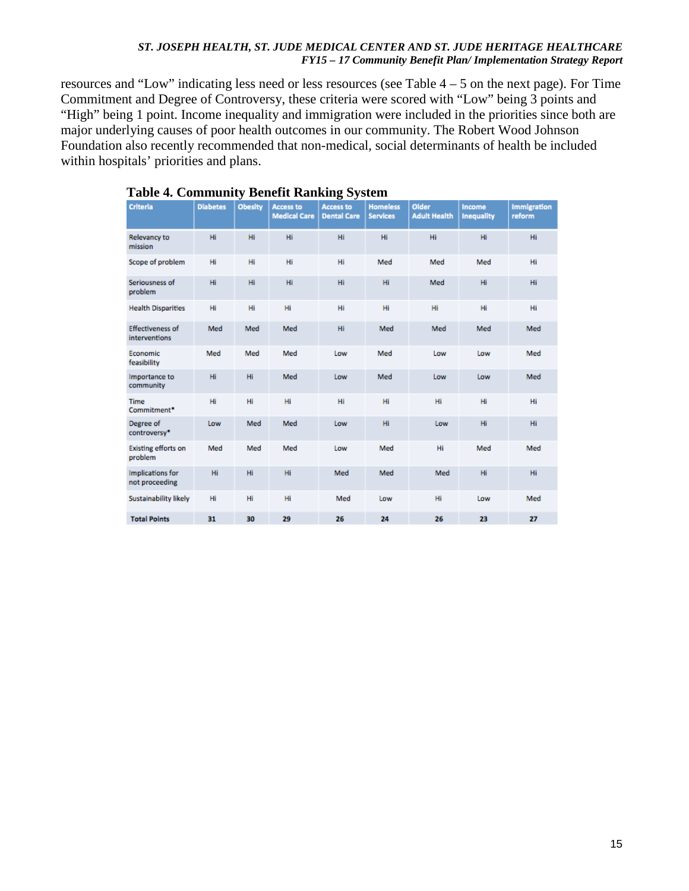resources and "Low" indicating less need or less resources (see Table 4 – 5 on the next page). For Time Commitment and Degree of Controversy, these criteria were scored with "Low" being 3 points and "High" being 1 point. Income inequality and immigration were included in the priorities since both are major underlying causes of poor health outcomes in our community. The Robert Wood Johnson Foundation also recently recommended that non-medical, social determinants of health be included within hospitals' priorities and plans.

**Table 4. Community Benefit Ranking System**

| Criteria | Diabetes | Obesity | Access to Medical Care | Access to Dental Care | Homeless Services | Older Adult Health | Income Inequality | Immigration reform |
|---|---|---|---|---|---|---|---|---|
| Relevancy to mission | Hi | Hi | Hi | Hi | Hi | Hi | Hi | Hi |
| Scope of problem | Hi | Hi | Hi | Hi | Med | Med | Med | Hi |
| Seriousness of problem | Hi | Hi | Hi | Hi | Hi | Med | Hi | Hi |
| Health Disparities | Hi | Hi | Hi | Hi | Hi | Hi | Hi | Hi |
| Effectiveness of interventions | Med | Med | Med | Hi | Med | Med | Med | Med |
| Economic feasibility | Med | Med | Med | Low | Med | Low | Low | Med |
| Importance to community | Hi | Hi | Med | Low | Med | Low | Low | Med |
| Time Commitment* | Hi | Hi | Hi | Hi | Hi | Hi | Hi | Hi |
| Degree of controversy* | Low | Med | Med | Low | Hi | Low | Hi | Hi |
| Existing efforts on problem | Med | Med | Med | Low | Med | Hi | Med | Med |
| Implications for not proceeding | Hi | Hi | Hi | Med | Med | Med | Hi | Hi |
| Sustainability likely | Hi | Hi | Hi | Med | Low | Hi | Low | Med |
| **Total Points** | **31** | **30** | **29** | **26** | **24** | **26** | **23** | **27** |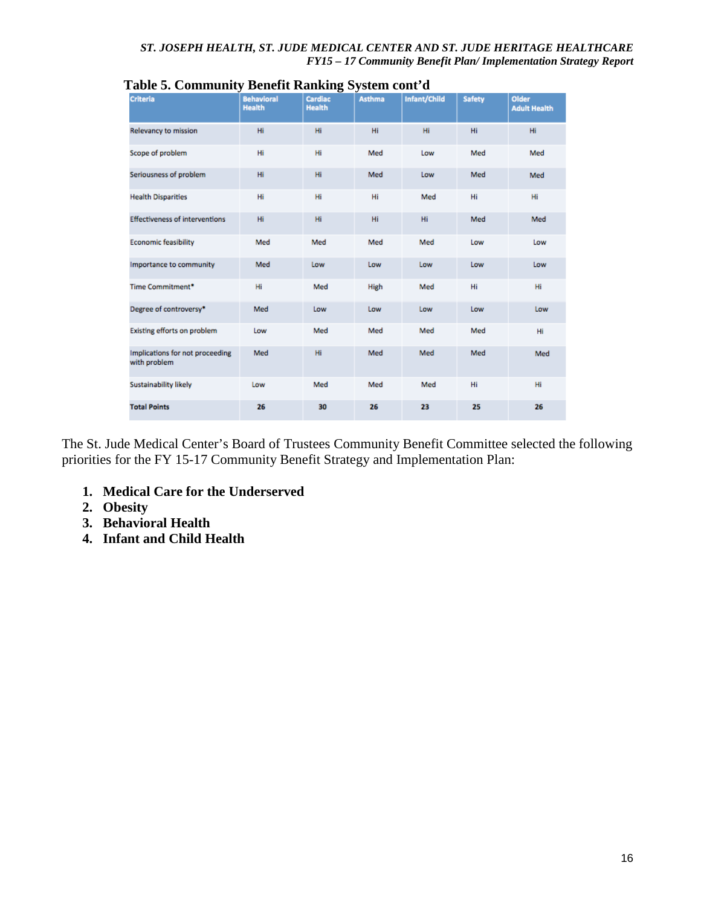**Table 5. Community Benefit Ranking System cont'd**

| Criteria | Behavioral Health | Cardiac Health | Asthma | Infant/Child | Safety | Older Adult Health |
|---|---|---|---|---|---|---|
| Relevancy to mission | Hi | Hi | Hi | Hi | Hi | Hi |
| Scope of problem | Hi | Hi | Med | Low | Med | Med |
| Seriousness of problem | Hi | Hi | Med | Low | Med | Med |
| Health Disparities | Hi | Hi | Hi | Med | Hi | Hi |
| Effectiveness of interventions | Hi | Hi | Hi | Hi | Med | Med |
| Economic feasibility | Med | Med | Med | Med | Low | Low |
| Importance to community | Med | Low | Low | Low | Low | Low |
| Time Commitment* | Hi | Med | High | Med | Hi | Hi |
| Degree of controversy* | Med | Low | Low | Low | Low | Low |
| Existing efforts on problem | Low | Med | Med | Med | Med | Hi |
| Implications for not proceeding with problem | Med | Hi | Med | Med | Med | Med |
| Sustainability likely | Low | Med | Med | Med | Hi | Hi |
| **Total Points** | **26** | **30** | **26** | **23** | **25** | **26** |

The St. Jude Medical Center's Board of Trustees Community Benefit Committee selected the following priorities for the FY 15-17 Community Benefit Strategy and Implementation Plan:

1. **Medical Care for the Underserved**
2. **Obesity**
3. **Behavioral Health**
4. **Infant and Child Health**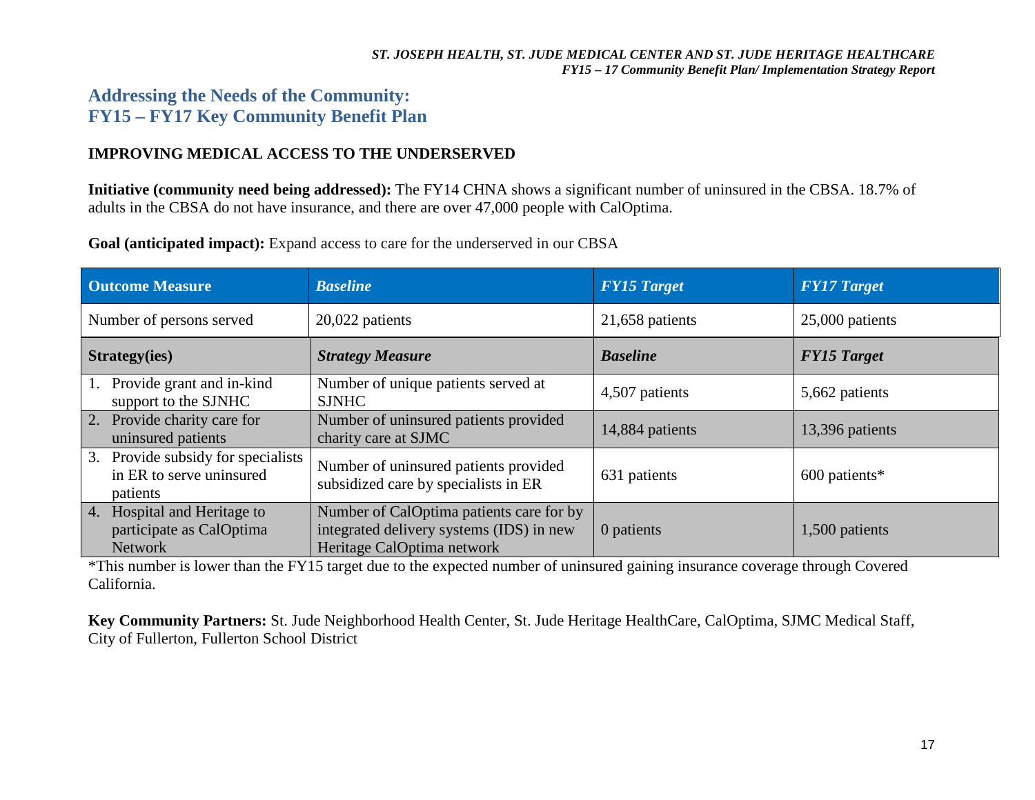## Addressing the Needs of the Community:
## FY15 – FY17 Key Community Benefit Plan

### IMPROVING MEDICAL ACCESS TO THE UNDERSERVED

**Initiative (community need being addressed):** The FY14 CHNA shows a significant number of uninsured in the CBSA. 18.7% of adults in the CBSA do not have insurance, and there are over 47,000 people with CalOptima.

**Goal (anticipated impact):** Expand access to care for the underserved in our CBSA

| **Outcome Measure** | ***Baseline*** | ***FY15 Target*** | ***FY17 Target*** |
|---|---|---|---|
| Number of persons served | 20,022 patients | 21,658 patients | 25,000 patients |
| **Strategy(ies)** | ***Strategy Measure*** | ***Baseline*** | ***FY15 Target*** |
| 1. Provide grant and in-kind support to the SJNHC | Number of unique patients served at SJNHC | 4,507 patients | 5,662 patients |
| 2. Provide charity care for uninsured patients | Number of uninsured patients provided charity care at SJMC | 14,884 patients | 13,396 patients |
| 3. Provide subsidy for specialists in ER to serve uninsured patients | Number of uninsured patients provided subsidized care by specialists in ER | 631 patients | 600 patients* |
| 4. Hospital and Heritage to participate as CalOptima Network | Number of CalOptima patients care for by integrated delivery systems (IDS) in new Heritage CalOptima network | 0 patients | 1,500 patients |

*This number is lower than the FY15 target due to the expected number of uninsured gaining insurance coverage through Covered California.

**Key Community Partners:** St. Jude Neighborhood Health Center, St. Jude Heritage HealthCare, CalOptima, SJMC Medical Staff, City of Fullerton, Fullerton School District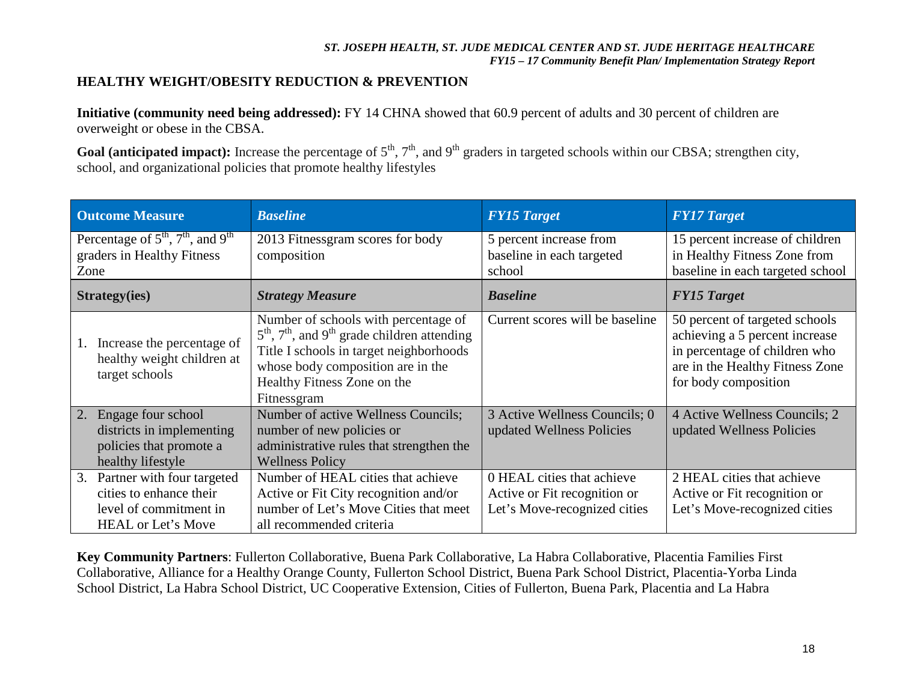## HEALTHY WEIGHT/OBESITY REDUCTION & PREVENTION

**Initiative (community need being addressed):** FY 14 CHNA showed that 60.9 percent of adults and 30 percent of children are overweight or obese in the CBSA.

**Goal (anticipated impact):** Increase the percentage of 5th, 7th, and 9th graders in targeted schools within our CBSA; strengthen city, school, and organizational policies that promote healthy lifestyles

| **Outcome Measure** | ***Baseline*** | ***FY15 Target*** | ***FY17 Target*** |
|---|---|---|---|
| Percentage of 5th, 7th, and 9th graders in Healthy Fitness Zone | 2013 Fitnessgram scores for body composition | 5 percent increase from baseline in each targeted school | 15 percent increase of children in Healthy Fitness Zone from baseline in each targeted school |
| **Strategy(ies)** | ***Strategy Measure*** | ***Baseline*** | ***FY15 Target*** |
| 1. Increase the percentage of healthy weight children at target schools | Number of schools with percentage of 5th, 7th, and 9th grade children attending Title I schools in target neighborhoods whose body composition are in the Healthy Fitness Zone on the Fitnessgram | Current scores will be baseline | 50 percent of targeted schools achieving a 5 percent increase in percentage of children who are in the Healthy Fitness Zone for body composition |
| 2. Engage four school districts in implementing policies that promote a healthy lifestyle | Number of active Wellness Councils; number of new policies or administrative rules that strengthen the Wellness Policy | 3 Active Wellness Councils; 0 updated Wellness Policies | 4 Active Wellness Councils; 2 updated Wellness Policies |
| 3. Partner with four targeted cities to enhance their level of commitment in HEAL or Let's Move | Number of HEAL cities that achieve Active or Fit City recognition and/or number of Let's Move Cities that meet all recommended criteria | 0 HEAL cities that achieve Active or Fit recognition or Let's Move-recognized cities | 2 HEAL cities that achieve Active or Fit recognition or Let's Move-recognized cities |

**Key Community Partners**: Fullerton Collaborative, Buena Park Collaborative, La Habra Collaborative, Placentia Families First Collaborative, Alliance for a Healthy Orange County, Fullerton School District, Buena Park School District, Placentia-Yorba Linda School District, La Habra School District, UC Cooperative Extension, Cities of Fullerton, Buena Park, Placentia and La Habra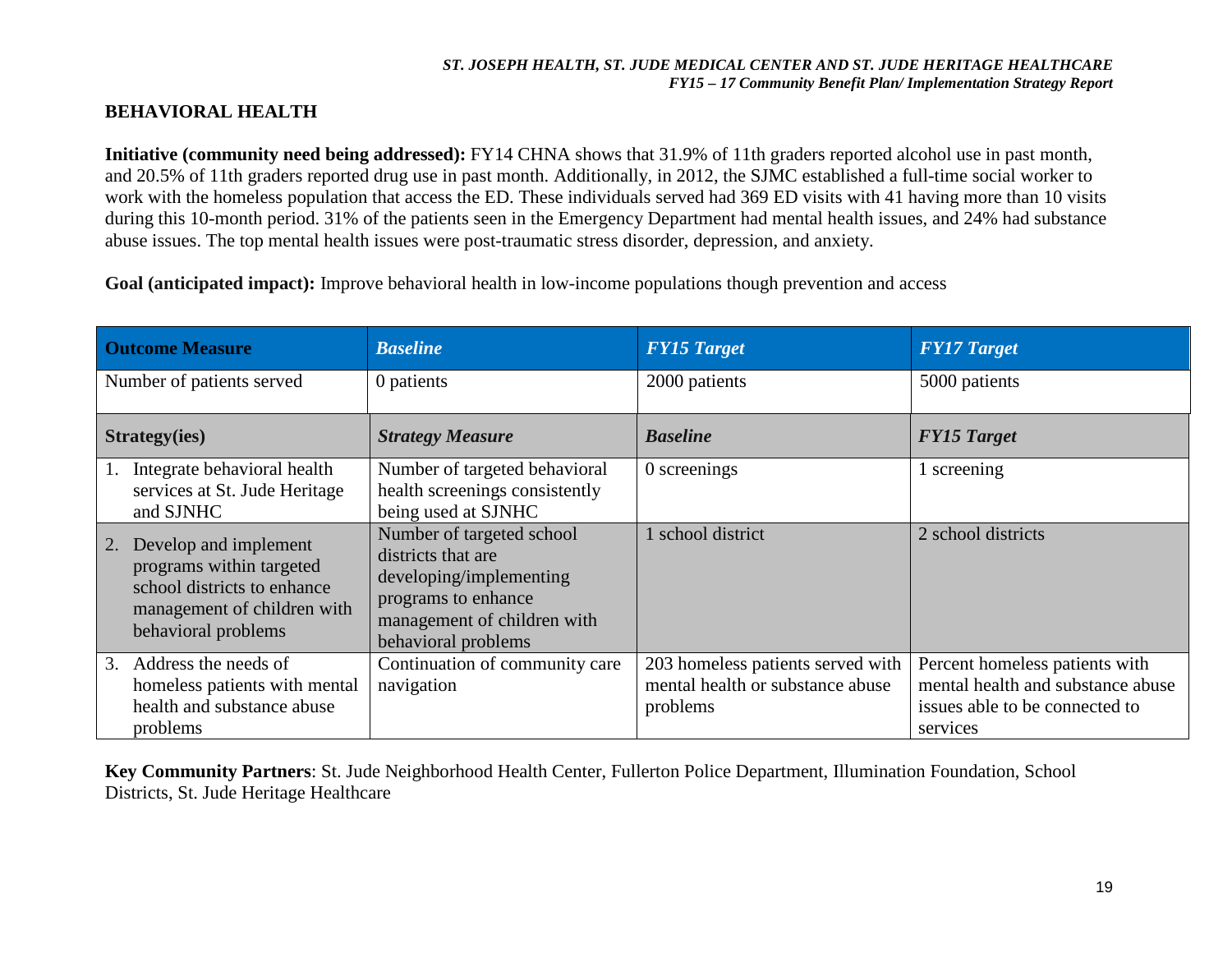## BEHAVIORAL HEALTH

**Initiative (community need being addressed):** FY14 CHNA shows that 31.9% of 11th graders reported alcohol use in past month, and 20.5% of 11th graders reported drug use in past month. Additionally, in 2012, the SJMC established a full-time social worker to work with the homeless population that access the ED. These individuals served had 369 ED visits with 41 having more than 10 visits during this 10-month period. 31% of the patients seen in the Emergency Department had mental health issues, and 24% had substance abuse issues. The top mental health issues were post-traumatic stress disorder, depression, and anxiety.

**Goal (anticipated impact):** Improve behavioral health in low-income populations though prevention and access

| **Outcome Measure** | ***Baseline*** | ***FY15 Target*** | ***FY17 Target*** |
|---|---|---|---|
| Number of patients served | 0 patients | 2000 patients | 5000 patients |
| **Strategy(ies)** | ***Strategy Measure*** | ***Baseline*** | ***FY15 Target*** |
| 1. Integrate behavioral health services at St. Jude Heritage and SJNHC | Number of targeted behavioral health screenings consistently being used at SJNHC | 0 screenings | 1 screening |
| 2. Develop and implement programs within targeted school districts to enhance management of children with behavioral problems | Number of targeted school districts that are developing/implementing programs to enhance management of children with behavioral problems | 1 school district | 2 school districts |
| 3. Address the needs of homeless patients with mental health and substance abuse problems | Continuation of community care navigation | 203 homeless patients served with mental health or substance abuse problems | Percent homeless patients with mental health and substance abuse issues able to be connected to services |

**Key Community Partners**: St. Jude Neighborhood Health Center, Fullerton Police Department, Illumination Foundation, School Districts, St. Jude Heritage Healthcare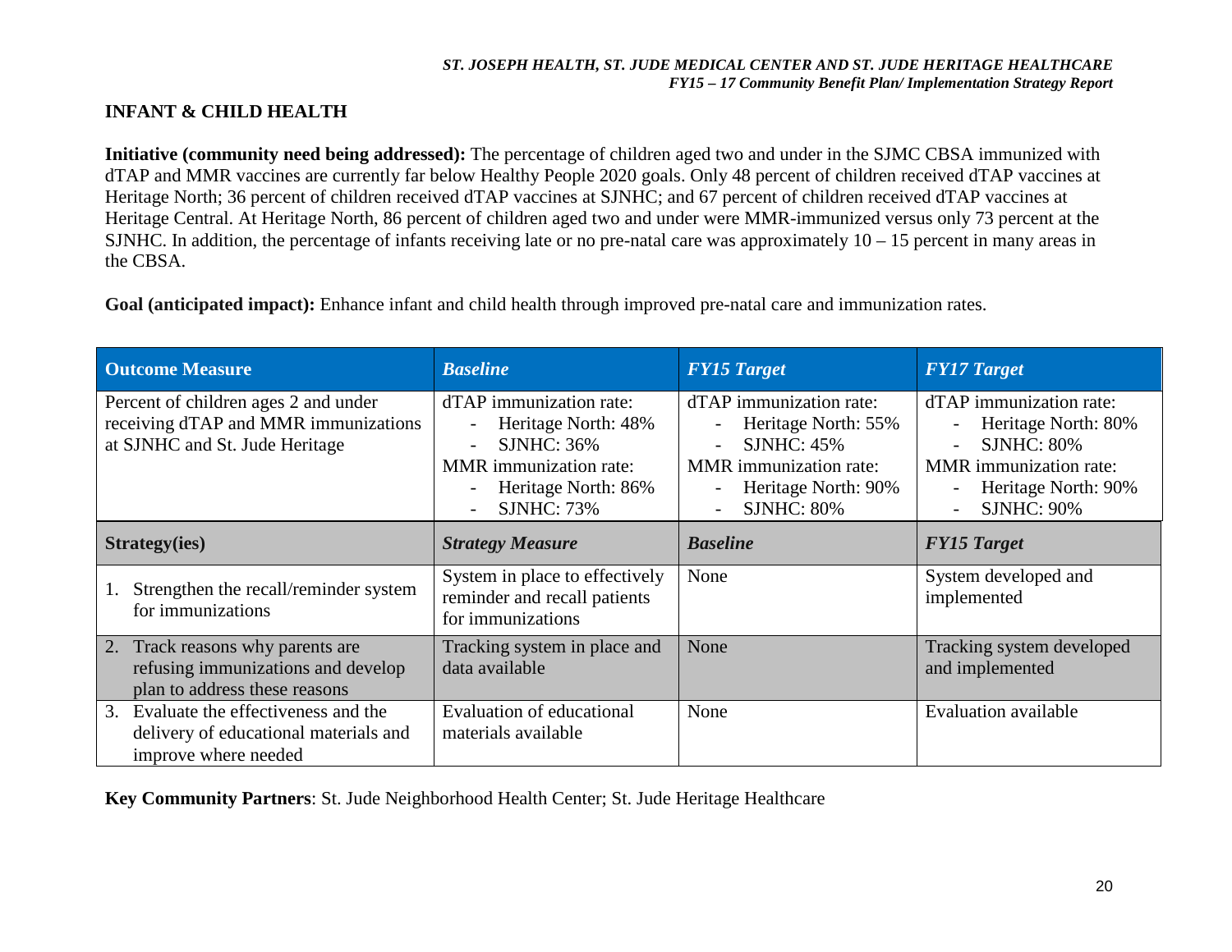## INFANT & CHILD HEALTH

**Initiative (community need being addressed):** The percentage of children aged two and under in the SJMC CBSA immunized with dTAP and MMR vaccines are currently far below Healthy People 2020 goals. Only 48 percent of children received dTAP vaccines at Heritage North; 36 percent of children received dTAP vaccines at SJNHC; and 67 percent of children received dTAP vaccines at Heritage Central. At Heritage North, 86 percent of children aged two and under were MMR-immunized versus only 73 percent at the SJNHC. In addition, the percentage of infants receiving late or no pre-natal care was approximately 10 – 15 percent in many areas in the CBSA.

**Goal (anticipated impact):** Enhance infant and child health through improved pre-natal care and immunization rates.

| **Outcome Measure** | ***Baseline*** | ***FY15 Target*** | ***FY17 Target*** |
|---|---|---|---|
| Percent of children ages 2 and under receiving dTAP and MMR immunizations at SJNHC and St. Jude Heritage | dTAP immunization rate:<br>- Heritage North: 48%<br>- SJNHC: 36%<br>MMR immunization rate:<br>- Heritage North: 86%<br>- SJNHC: 73% | dTAP immunization rate:<br>- Heritage North: 55%<br>- SJNHC: 45%<br>MMR immunization rate:<br>- Heritage North: 90%<br>- SJNHC: 80% | dTAP immunization rate:<br>- Heritage North: 80%<br>- SJNHC: 80%<br>MMR immunization rate:<br>- Heritage North: 90%<br>- SJNHC: 90% |
| **Strategy(ies)** | ***Strategy Measure*** | ***Baseline*** | ***FY15 Target*** |
| 1. Strengthen the recall/reminder system for immunizations | System in place to effectively reminder and recall patients for immunizations | None | System developed and implemented |
| 2. Track reasons why parents are refusing immunizations and develop plan to address these reasons | Tracking system in place and data available | None | Tracking system developed and implemented |
| 3. Evaluate the effectiveness and the delivery of educational materials and improve where needed | Evaluation of educational materials available | None | Evaluation available |

**Key Community Partners**: St. Jude Neighborhood Health Center; St. Jude Heritage Healthcare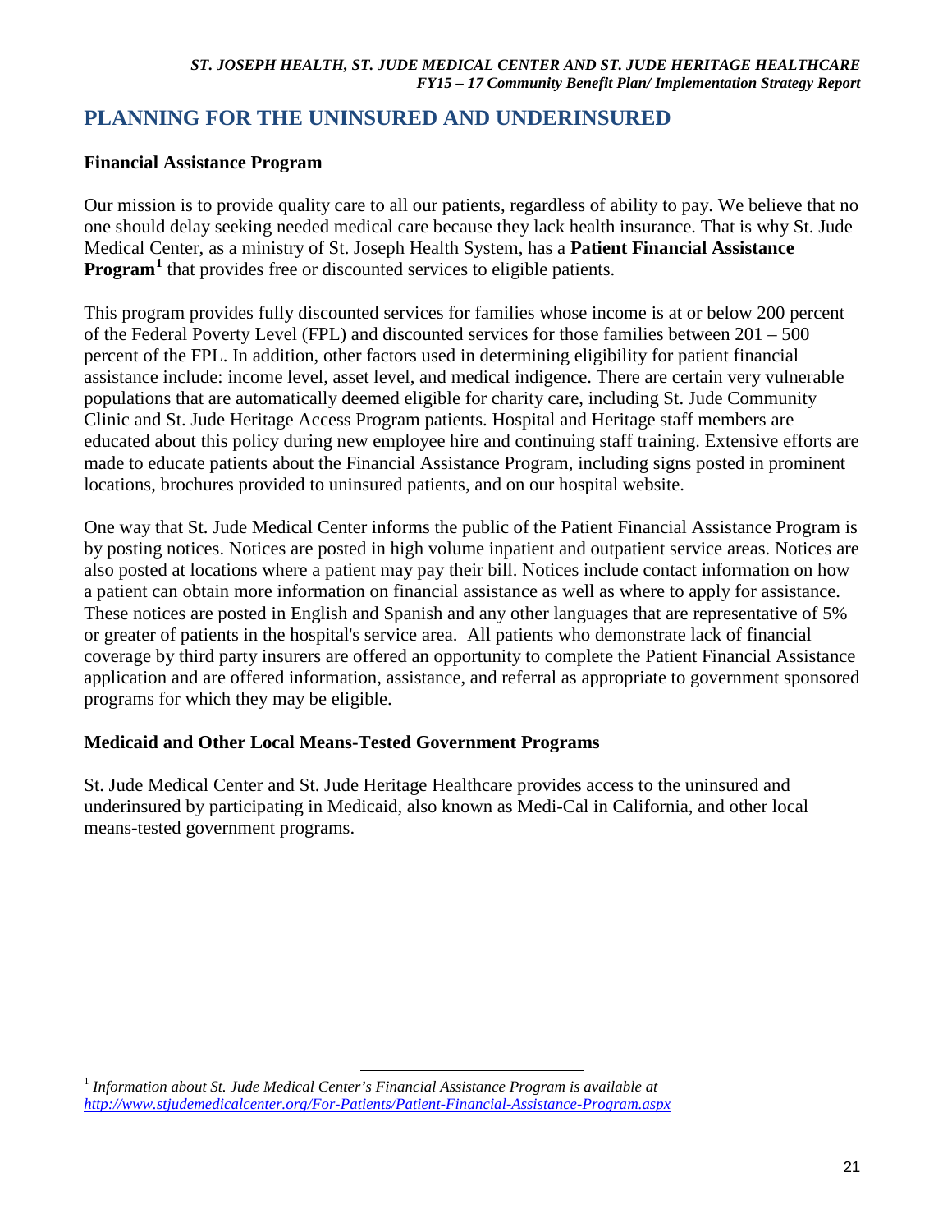## PLANNING FOR THE UNINSURED AND UNDERINSURED

### Financial Assistance Program

Our mission is to provide quality care to all our patients, regardless of ability to pay. We believe that no one should delay seeking needed medical care because they lack health insurance. That is why St. Jude Medical Center, as a ministry of St. Joseph Health System, has a **Patient Financial Assistance Program**[1] that provides free or discounted services to eligible patients.

This program provides fully discounted services for families whose income is at or below 200 percent of the Federal Poverty Level (FPL) and discounted services for those families between 201 – 500 percent of the FPL. In addition, other factors used in determining eligibility for patient financial assistance include: income level, asset level, and medical indigence. There are certain very vulnerable populations that are automatically deemed eligible for charity care, including St. Jude Community Clinic and St. Jude Heritage Access Program patients. Hospital and Heritage staff members are educated about this policy during new employee hire and continuing staff training. Extensive efforts are made to educate patients about the Financial Assistance Program, including signs posted in prominent locations, brochures provided to uninsured patients, and on our hospital website.

One way that St. Jude Medical Center informs the public of the Patient Financial Assistance Program is by posting notices. Notices are posted in high volume inpatient and outpatient service areas. Notices are also posted at locations where a patient may pay their bill. Notices include contact information on how a patient can obtain more information on financial assistance as well as where to apply for assistance. These notices are posted in English and Spanish and any other languages that are representative of 5% or greater of patients in the hospital's service area. All patients who demonstrate lack of financial coverage by third party insurers are offered an opportunity to complete the Patient Financial Assistance application and are offered information, assistance, and referral as appropriate to government sponsored programs for which they may be eligible.

### Medicaid and Other Local Means-Tested Government Programs

St. Jude Medical Center and St. Jude Heritage Healthcare provides access to the uninsured and underinsured by participating in Medicaid, also known as Medi-Cal in California, and other local means-tested government programs.

---

[1] *Information about St. Jude Medical Center's Financial Assistance Program is available at http://www.stjudemedicalcenter.org/For-Patients/Patient-Financial-Assistance-Program.aspx*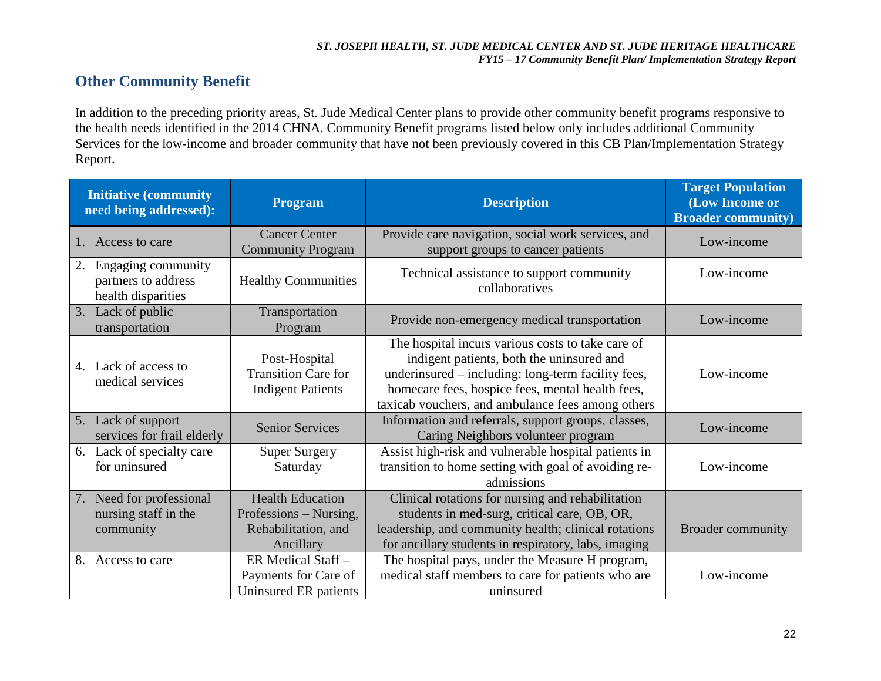## Other Community Benefit

In addition to the preceding priority areas, St. Jude Medical Center plans to provide other community benefit programs responsive to the health needs identified in the 2014 CHNA. Community Benefit programs listed below only includes additional Community Services for the low-income and broader community that have not been previously covered in this CB Plan/Implementation Strategy Report.

| Initiative (community need being addressed): | Program | Description | Target Population (Low Income or Broader community) |
|---|---|---|---|
| 1. Access to care | Cancer Center Community Program | Provide care navigation, social work services, and support groups to cancer patients | Low-income |
| 2. Engaging community partners to address health disparities | Healthy Communities | Technical assistance to support community collaboratives | Low-income |
| 3. Lack of public transportation | Transportation Program | Provide non-emergency medical transportation | Low-income |
| 4. Lack of access to medical services | Post-Hospital Transition Care for Indigent Patients | The hospital incurs various costs to take care of indigent patients, both the uninsured and underinsured – including: long-term facility fees, homecare fees, hospice fees, mental health fees, taxicab vouchers, and ambulance fees among others | Low-income |
| 5. Lack of support services for frail elderly | Senior Services | Information and referrals, support groups, classes, Caring Neighbors volunteer program | Low-income |
| 6. Lack of specialty care for uninsured | Super Surgery Saturday | Assist high-risk and vulnerable hospital patients in transition to home setting with goal of avoiding re-admissions | Low-income |
| 7. Need for professional nursing staff in the community | Health Education Professions – Nursing, Rehabilitation, and Ancillary | Clinical rotations for nursing and rehabilitation students in med-surg, critical care, OB, OR, leadership, and community health; clinical rotations for ancillary students in respiratory, labs, imaging | Broader community |
| 8. Access to care | ER Medical Staff – Payments for Care of Uninsured ER patients | The hospital pays, under the Measure H program, medical staff members to care for patients who are uninsured | Low-income |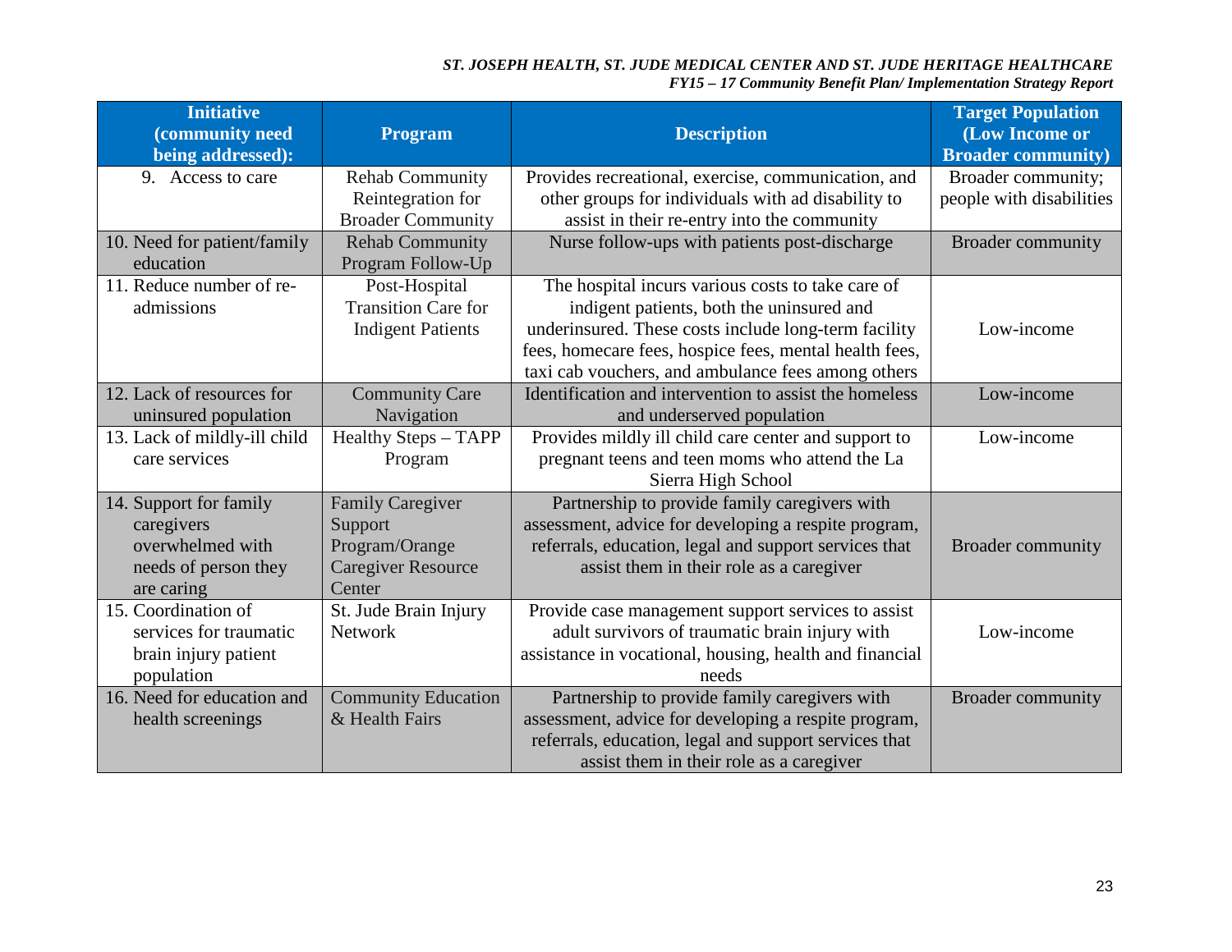| Initiative (community need being addressed): | Program | Description | Target Population (Low Income or Broader community) |
|---|---|---|---|
| 9. Access to care | Rehab Community Reintegration for Broader Community | Provides recreational, exercise, communication, and other groups for individuals with ad disability to assist in their re-entry into the community | Broader community; people with disabilities |
| 10. Need for patient/family education | Rehab Community Program Follow-Up | Nurse follow-ups with patients post-discharge | Broader community |
| 11. Reduce number of re-admissions | Post-Hospital Transition Care for Indigent Patients | The hospital incurs various costs to take care of indigent patients, both the uninsured and underinsured. These costs include long-term facility fees, homecare fees, hospice fees, mental health fees, taxi cab vouchers, and ambulance fees among others | Low-income |
| 12. Lack of resources for uninsured population | Community Care Navigation | Identification and intervention to assist the homeless and underserved population | Low-income |
| 13. Lack of mildly-ill child care services | Healthy Steps – TAPP Program | Provides mildly ill child care center and support to pregnant teens and teen moms who attend the La Sierra High School | Low-income |
| 14. Support for family caregivers overwhelmed with needs of person they are caring | Family Caregiver Support Program/Orange Caregiver Resource Center | Partnership to provide family caregivers with assessment, advice for developing a respite program, referrals, education, legal and support services that assist them in their role as a caregiver | Broader community |
| 15. Coordination of services for traumatic brain injury patient population | St. Jude Brain Injury Network | Provide case management support services to assist adult survivors of traumatic brain injury with assistance in vocational, housing, health and financial needs | Low-income |
| 16. Need for education and health screenings | Community Education & Health Fairs | Partnership to provide family caregivers with assessment, advice for developing a respite program, referrals, education, legal and support services that assist them in their role as a caregiver | Broader community |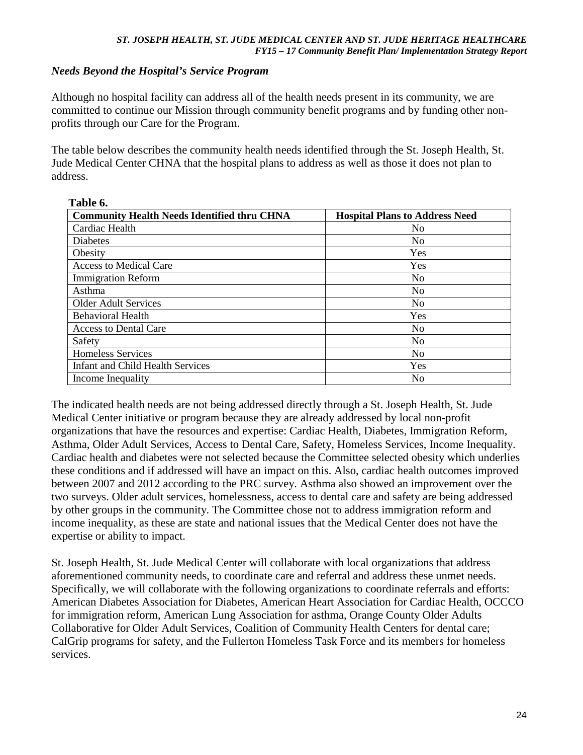### *Needs Beyond the Hospital's Service Program*

Although no hospital facility can address all of the health needs present in its community, we are committed to continue our Mission through community benefit programs and by funding other non-profits through our Care for the Program.

The table below describes the community health needs identified through the St. Joseph Health, St. Jude Medical Center CHNA that the hospital plans to address as well as those it does not plan to address.

**Table 6.**

| Community Health Needs Identified thru CHNA | Hospital Plans to Address Need |
|---|---|
| Cardiac Health | No |
| Diabetes | No |
| Obesity | Yes |
| Access to Medical Care | Yes |
| Immigration Reform | No |
| Asthma | No |
| Older Adult Services | No |
| Behavioral Health | Yes |
| Access to Dental Care | No |
| Safety | No |
| Homeless Services | No |
| Infant and Child Health Services | Yes |
| Income Inequality | No |

The indicated health needs are not being addressed directly through a St. Joseph Health, St. Jude Medical Center initiative or program because they are already addressed by local non-profit organizations that have the resources and expertise: Cardiac Health, Diabetes, Immigration Reform, Asthma, Older Adult Services, Access to Dental Care, Safety, Homeless Services, Income Inequality. Cardiac health and diabetes were not selected because the Committee selected obesity which underlies these conditions and if addressed will have an impact on this. Also, cardiac health outcomes improved between 2007 and 2012 according to the PRC survey. Asthma also showed an improvement over the two surveys. Older adult services, homelessness, access to dental care and safety are being addressed by other groups in the community. The Committee chose not to address immigration reform and income inequality, as these are state and national issues that the Medical Center does not have the expertise or ability to impact.

St. Joseph Health, St. Jude Medical Center will collaborate with local organizations that address aforementioned community needs, to coordinate care and referral and address these unmet needs. Specifically, we will collaborate with the following organizations to coordinate referrals and efforts: American Diabetes Association for Diabetes, American Heart Association for Cardiac Health, OCCCO for immigration reform, American Lung Association for asthma, Orange County Older Adults Collaborative for Older Adult Services, Coalition of Community Health Centers for dental care; CalGrip programs for safety, and the Fullerton Homeless Task Force and its members for homeless services.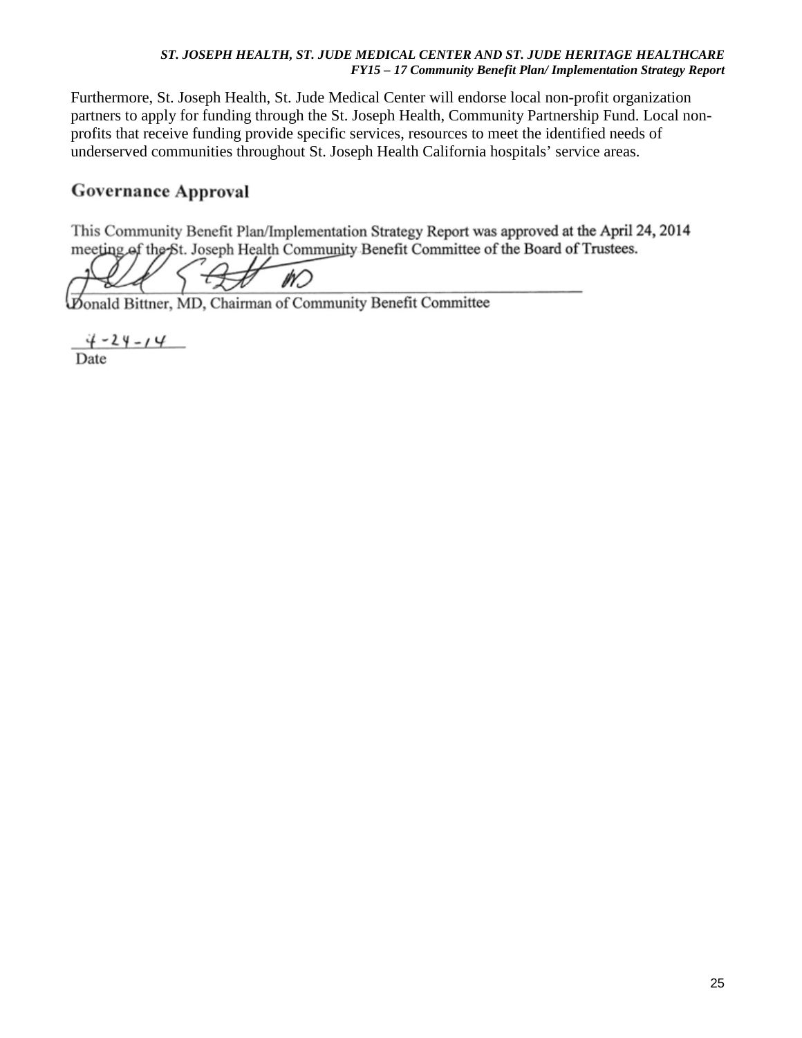Furthermore, St. Joseph Health, St. Jude Medical Center will endorse local non-profit organization partners to apply for funding through the St. Joseph Health, Community Partnership Fund. Local non-profits that receive funding provide specific services, resources to meet the identified needs of underserved communities throughout St. Joseph Health California hospitals' service areas.

## Governance Approval

This Community Benefit Plan/Implementation Strategy Report was approved at the April 24, 2014 meeting of the St. Joseph Health Community Benefit Committee of the Board of Trustees.

Donald Bittner, MD, Chairman of Community Benefit Committee

4-24-14

Date